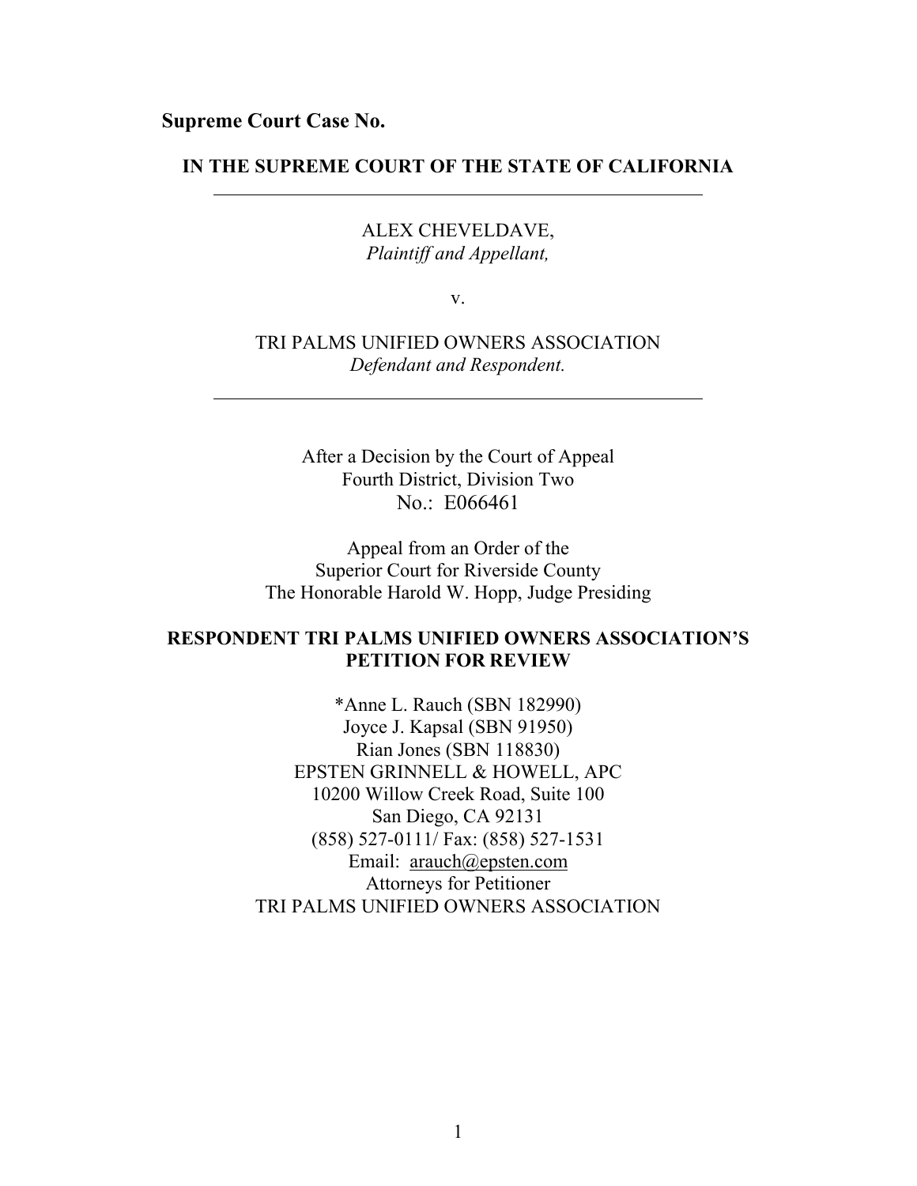**Supreme Court Case No.**

**IN THE SUPREME COURT OF THE STATE OF CALIFORNIA**

---

ALEX CHEVELDAVE,
*Plaintiff and Appellant,*

v.

TRI PALMS UNIFIED OWNERS ASSOCIATION
*Defendant and Respondent.*

---

After a Decision by the Court of Appeal
Fourth District, Division Two
No.: E066461

Appeal from an Order of the
Superior Court for Riverside County
The Honorable Harold W. Hopp, Judge Presiding

**RESPONDENT TRI PALMS UNIFIED OWNERS ASSOCIATION'S PETITION FOR REVIEW**

*Anne L. Rauch (SBN 182990)
Joyce J. Kapsal (SBN 91950)
Rian Jones (SBN 118830)
EPSTEN GRINNELL & HOWELL, APC
10200 Willow Creek Road, Suite 100
San Diego, CA 92131
(858) 527-0111/ Fax: (858) 527-1531
Email: arauch@epsten.com
Attorneys for Petitioner
TRI PALMS UNIFIED OWNERS ASSOCIATION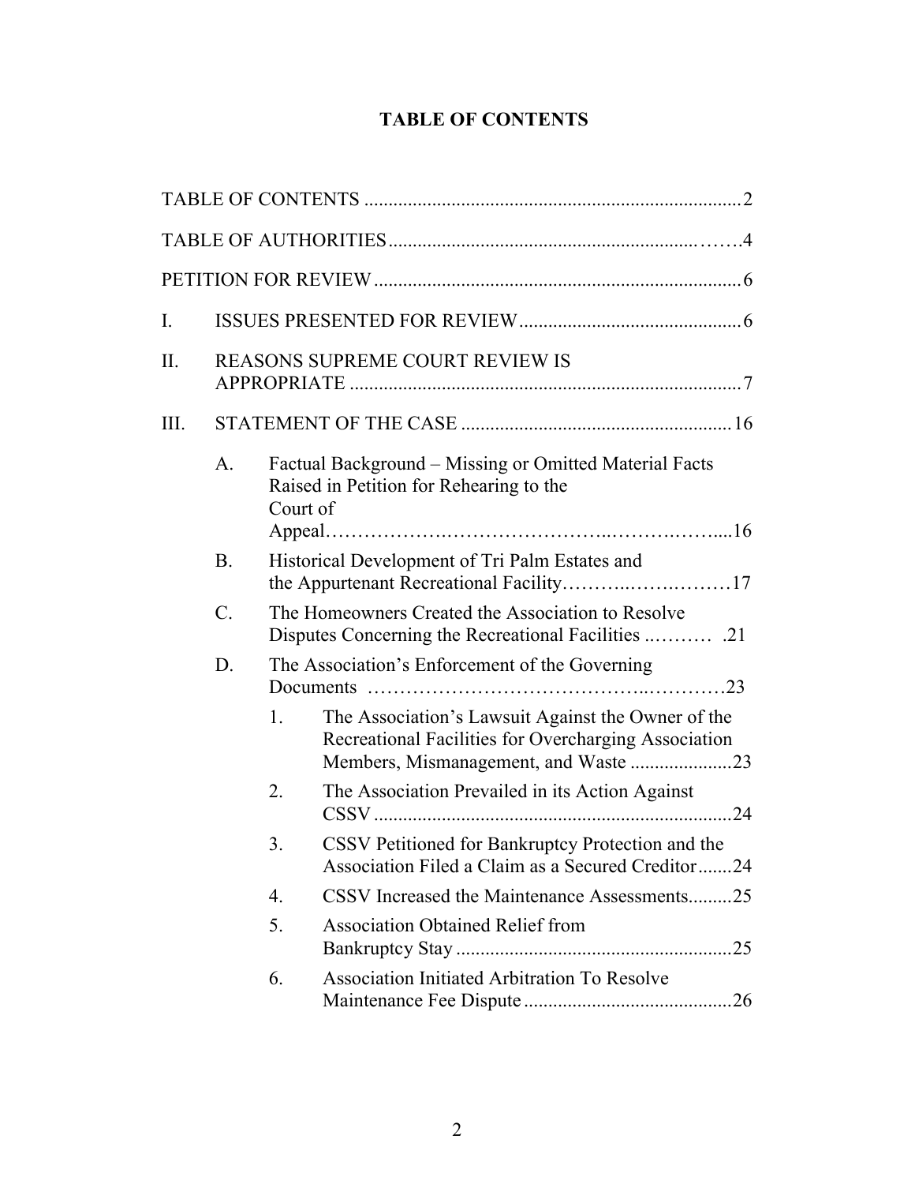# TABLE OF CONTENTS

TABLE OF CONTENTS ............................................................................2

TABLE OF AUTHORITIES.........................................................……4

PETITION FOR REVIEW ..........................................................................6

I. ISSUES PRESENTED FOR REVIEW.............................................6

II. REASONS SUPREME COURT REVIEW IS APPROPRIATE ................................................................................7

III. STATEMENT OF THE CASE .......................................................16

- A. Factual Background – Missing or Omitted Material Facts Raised in Petition for Rehearing to the Court of Appeal…………….………………….…….……....16
- B. Historical Development of Tri Palm Estates and the Appurtenant Recreational Facility………..…….………17
- C. The Homeowners Created the Association to Resolve Disputes Concerning the Recreational Facilities ..……… .21
- D. The Association's Enforcement of the Governing Documents ………………………………...……….23
  1. The Association's Lawsuit Against the Owner of the Recreational Facilities for Overcharging Association Members, Mismanagement, and Waste .....................23
  2. The Association Prevailed in its Action Against CSSV ........................................................................24
  3. CSSV Petitioned for Bankruptcy Protection and the Association Filed a Claim as a Secured Creditor.......24
  4. CSSV Increased the Maintenance Assessments.........25
  5. Association Obtained Relief from Bankruptcy Stay ........................................................25
  6. Association Initiated Arbitration To Resolve Maintenance Fee Dispute...........................................26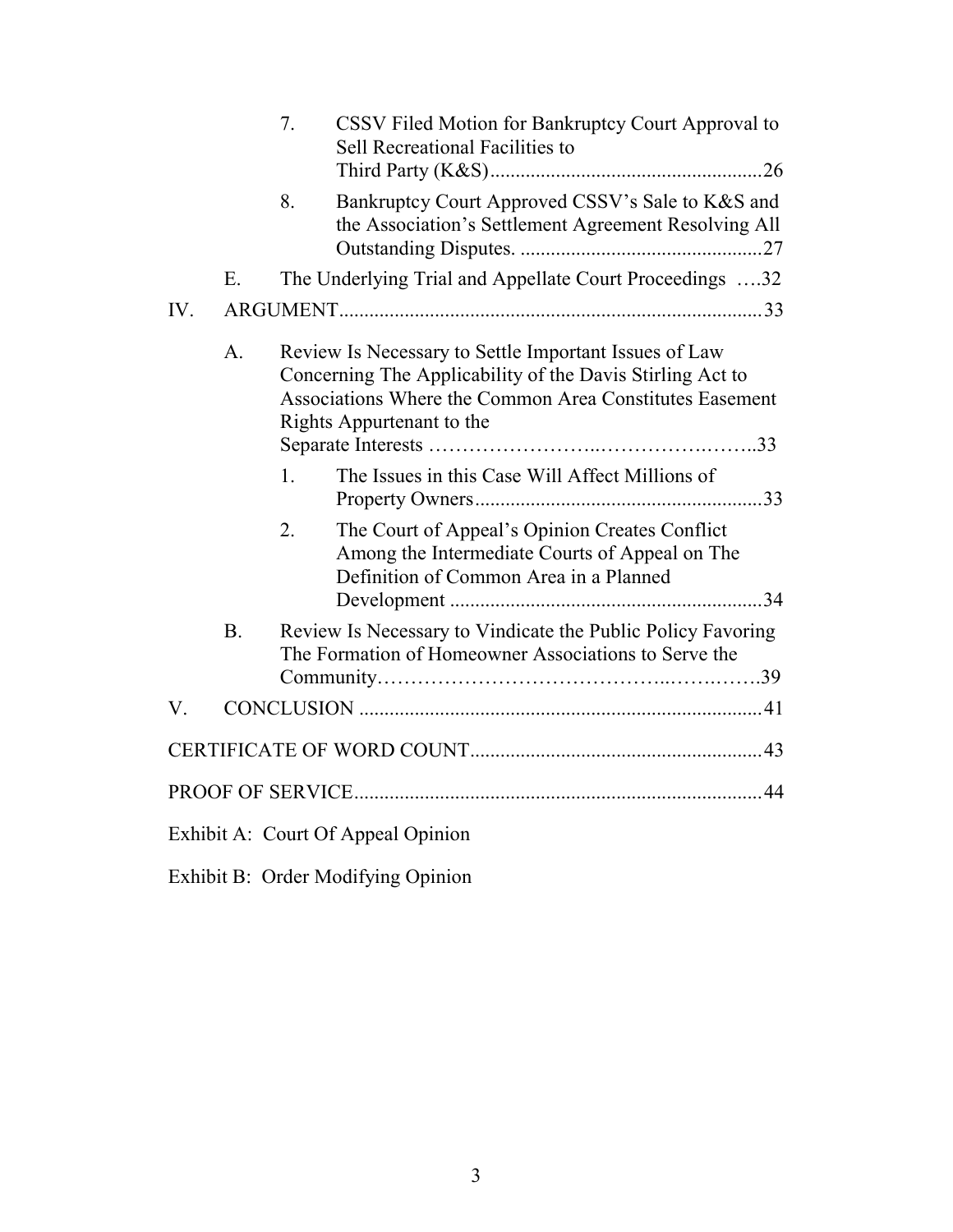7. CSSV Filed Motion for Bankruptcy Court Approval to Sell Recreational Facilities to Third Party (K&S) ....................................................26

8. Bankruptcy Court Approved CSSV's Sale to K&S and the Association's Settlement Agreement Resolving All Outstanding Disputes. ................................................27

E. The Underlying Trial and Appellate Court Proceedings ….32

IV. ARGUMENT...................................................................................33

A. Review Is Necessary to Settle Important Issues of Law Concerning The Applicability of the Davis Stirling Act to Associations Where the Common Area Constitutes Easement Rights Appurtenant to the Separate Interests ……………………..……………….……..33

1. The Issues in this Case Will Affect Millions of Property Owners.........................................................33

2. The Court of Appeal's Opinion Creates Conflict Among the Intermediate Courts of Appeal on The Definition of Common Area in a Planned Development ..............................................................34

B. Review Is Necessary to Vindicate the Public Policy Favoring The Formation of Homeowner Associations to Serve the Community…………………………………..…….…….39

V. CONCLUSION ................................................................................41

CERTIFICATE OF WORD COUNT..........................................................43

PROOF OF SERVICE.................................................................................44

Exhibit A: Court Of Appeal Opinion

Exhibit B: Order Modifying Opinion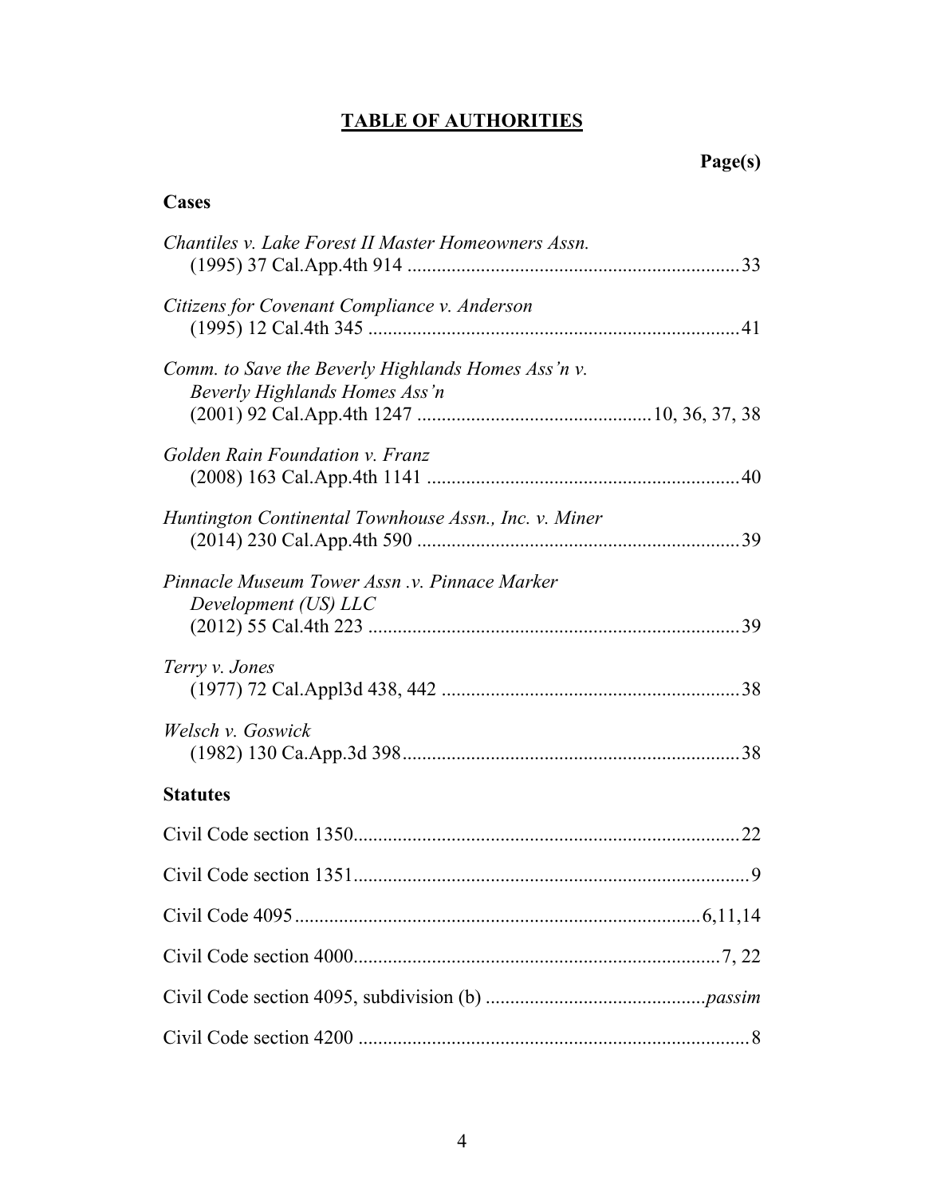# **TABLE OF AUTHORITIES**

**Page(s)**

**Cases**

*Chantiles v. Lake Forest II Master Homeowners Assn.*
(1995) 37 Cal.App.4th 914 .................................................................... 33

*Citizens for Covenant Compliance v. Anderson*
(1995) 12 Cal.4th 345 ........................................................................... 41

*Comm. to Save the Beverly Highlands Homes Ass'n v. Beverly Highlands Homes Ass'n*
(2001) 92 Cal.App.4th 1247 ................................................ 10, 36, 37, 38

*Golden Rain Foundation v. Franz*
(2008) 163 Cal.App.4th 1141 ............................................................... 40

*Huntington Continental Townhouse Assn., Inc. v. Miner*
(2014) 230 Cal.App.4th 590 ................................................................. 39

*Pinnacle Museum Tower Assn .v. Pinnace Marker Development (US) LLC*
(2012) 55 Cal.4th 223 ........................................................................... 39

*Terry v. Jones*
(1977) 72 Cal.Appl3d 438, 442 ............................................................ 38

*Welsch v. Goswick*
(1982) 130 Ca.App.3d 398.................................................................... 38

**Statutes**

Civil Code section 1350.............................................................................. 22

Civil Code section 1351................................................................................ 9

Civil Code 4095.................................................................................. 6,11,14

Civil Code section 4000........................................................................... 7, 22

Civil Code section 4095, subdivision (b) ............................................. *passim*

Civil Code section 4200 ............................................................................... 8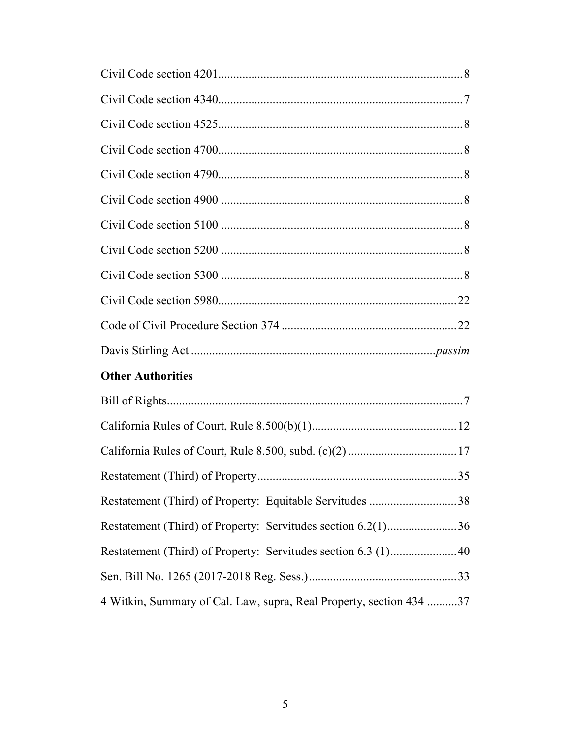Civil Code section 4201 .................................................................................. 8

Civil Code section 4340 .................................................................................. 7

Civil Code section 4525 .................................................................................. 8

Civil Code section 4700 .................................................................................. 8

Civil Code section 4790 .................................................................................. 8

Civil Code section 4900 .................................................................................. 8

Civil Code section 5100 .................................................................................. 8

Civil Code section 5200 .................................................................................. 8

Civil Code section 5300 .................................................................................. 8

Civil Code section 5980 .................................................................................. 22

Code of Civil Procedure Section 374 ............................................................ 22

Davis Stirling Act ............................................................................... *passim*

**Other Authorities**

Bill of Rights ..................................................................................................... 7

California Rules of Court, Rule 8.500(b)(1) .................................................. 12

California Rules of Court, Rule 8.500, subd. (c)(2) ..................................... 17

Restatement (Third) of Property ................................................................... 35

Restatement (Third) of Property: Equitable Servitudes ............................. 38

Restatement (Third) of Property: Servitudes section 6.2(1) ........................ 36

Restatement (Third) of Property: Servitudes section 6.3 (1) ....................... 40

Sen. Bill No. 1265 (2017-2018 Reg. Sess.) .................................................. 33

4 Witkin, Summary of Cal. Law, supra, Real Property, section 434 .......... 37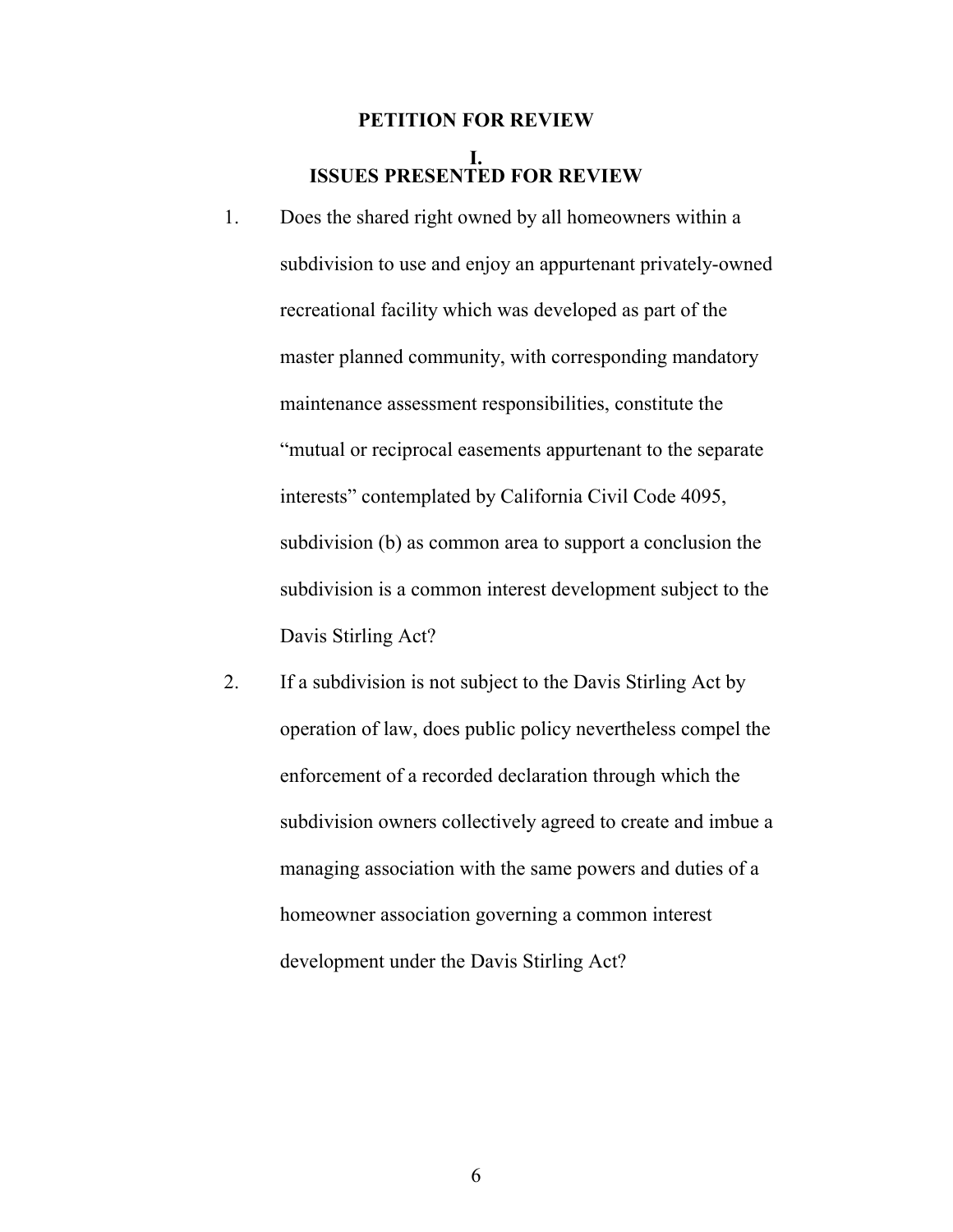# PETITION FOR REVIEW

## I.
## ISSUES PRESENTED FOR REVIEW

1. Does the shared right owned by all homeowners within a subdivision to use and enjoy an appurtenant privately-owned recreational facility which was developed as part of the master planned community, with corresponding mandatory maintenance assessment responsibilities, constitute the "mutual or reciprocal easements appurtenant to the separate interests" contemplated by California Civil Code 4095, subdivision (b) as common area to support a conclusion the subdivision is a common interest development subject to the Davis Stirling Act?

2. If a subdivision is not subject to the Davis Stirling Act by operation of law, does public policy nevertheless compel the enforcement of a recorded declaration through which the subdivision owners collectively agreed to create and imbue a managing association with the same powers and duties of a homeowner association governing a common interest development under the Davis Stirling Act?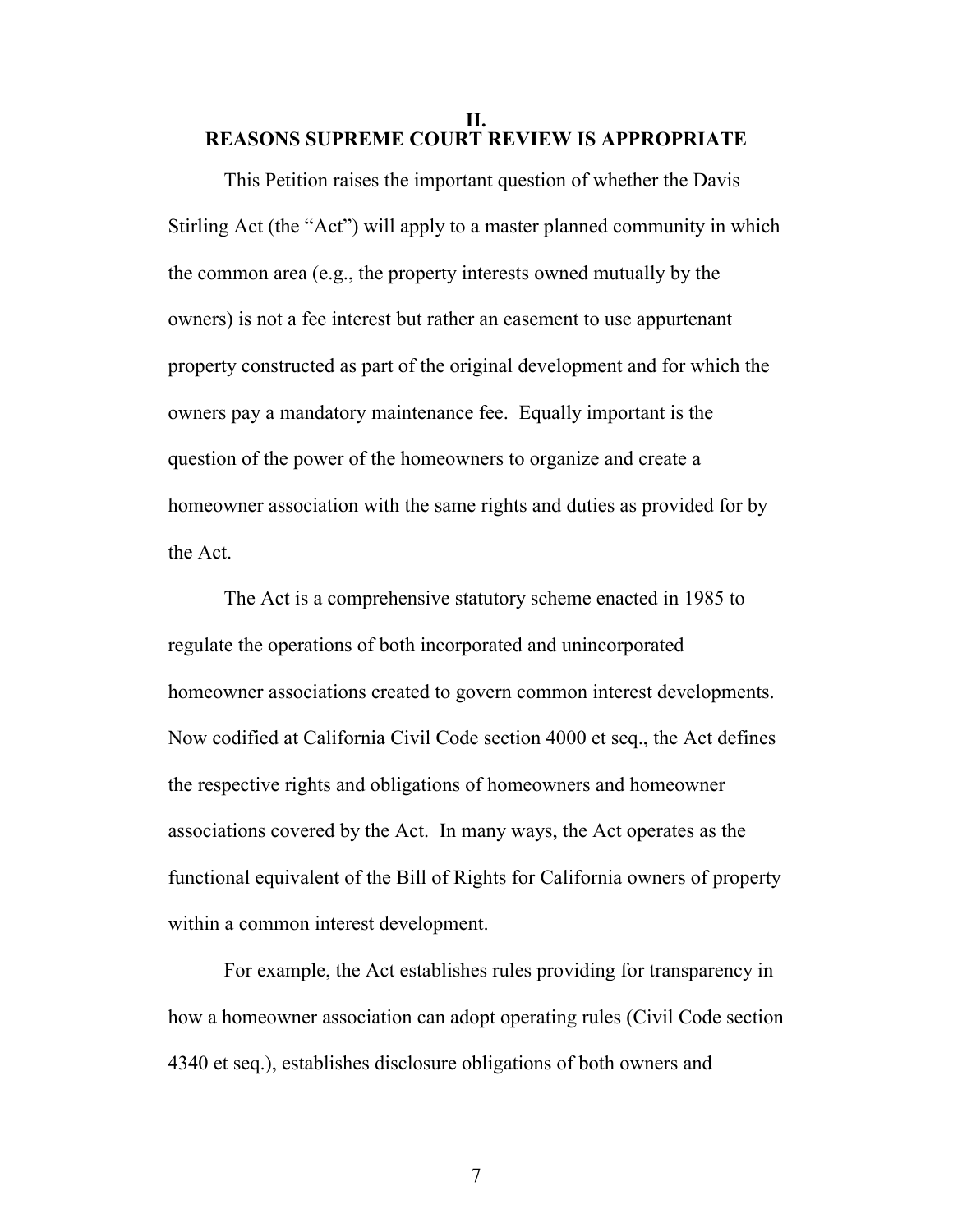## II.
## REASONS SUPREME COURT REVIEW IS APPROPRIATE

This Petition raises the important question of whether the Davis Stirling Act (the "Act") will apply to a master planned community in which the common area (e.g., the property interests owned mutually by the owners) is not a fee interest but rather an easement to use appurtenant property constructed as part of the original development and for which the owners pay a mandatory maintenance fee. Equally important is the question of the power of the homeowners to organize and create a homeowner association with the same rights and duties as provided for by the Act.

The Act is a comprehensive statutory scheme enacted in 1985 to regulate the operations of both incorporated and unincorporated homeowner associations created to govern common interest developments. Now codified at California Civil Code section 4000 et seq., the Act defines the respective rights and obligations of homeowners and homeowner associations covered by the Act. In many ways, the Act operates as the functional equivalent of the Bill of Rights for California owners of property within a common interest development.

For example, the Act establishes rules providing for transparency in how a homeowner association can adopt operating rules (Civil Code section 4340 et seq.), establishes disclosure obligations of both owners and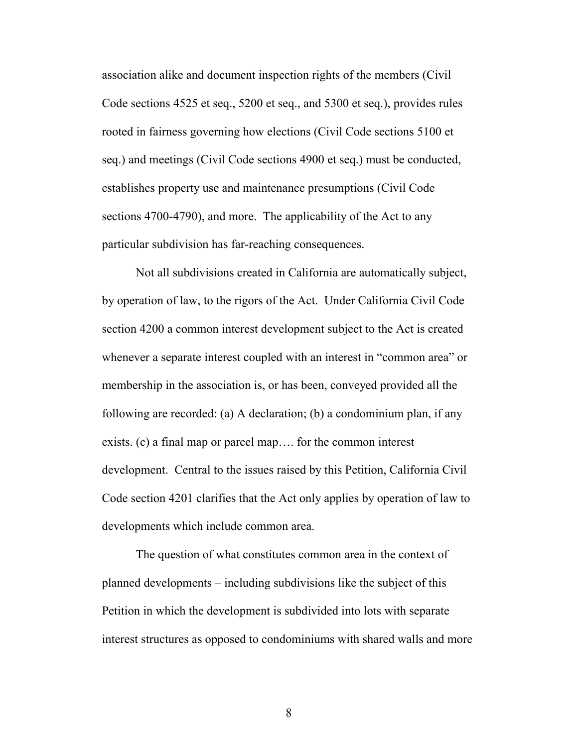association alike and document inspection rights of the members (Civil Code sections 4525 et seq., 5200 et seq., and 5300 et seq.), provides rules rooted in fairness governing how elections (Civil Code sections 5100 et seq.) and meetings (Civil Code sections 4900 et seq.) must be conducted, establishes property use and maintenance presumptions (Civil Code sections 4700-4790), and more. The applicability of the Act to any particular subdivision has far-reaching consequences.

Not all subdivisions created in California are automatically subject, by operation of law, to the rigors of the Act. Under California Civil Code section 4200 a common interest development subject to the Act is created whenever a separate interest coupled with an interest in "common area" or membership in the association is, or has been, conveyed provided all the following are recorded: (a) A declaration; (b) a condominium plan, if any exists. (c) a final map or parcel map…. for the common interest development. Central to the issues raised by this Petition, California Civil Code section 4201 clarifies that the Act only applies by operation of law to developments which include common area.

The question of what constitutes common area in the context of planned developments – including subdivisions like the subject of this Petition in which the development is subdivided into lots with separate interest structures as opposed to condominiums with shared walls and more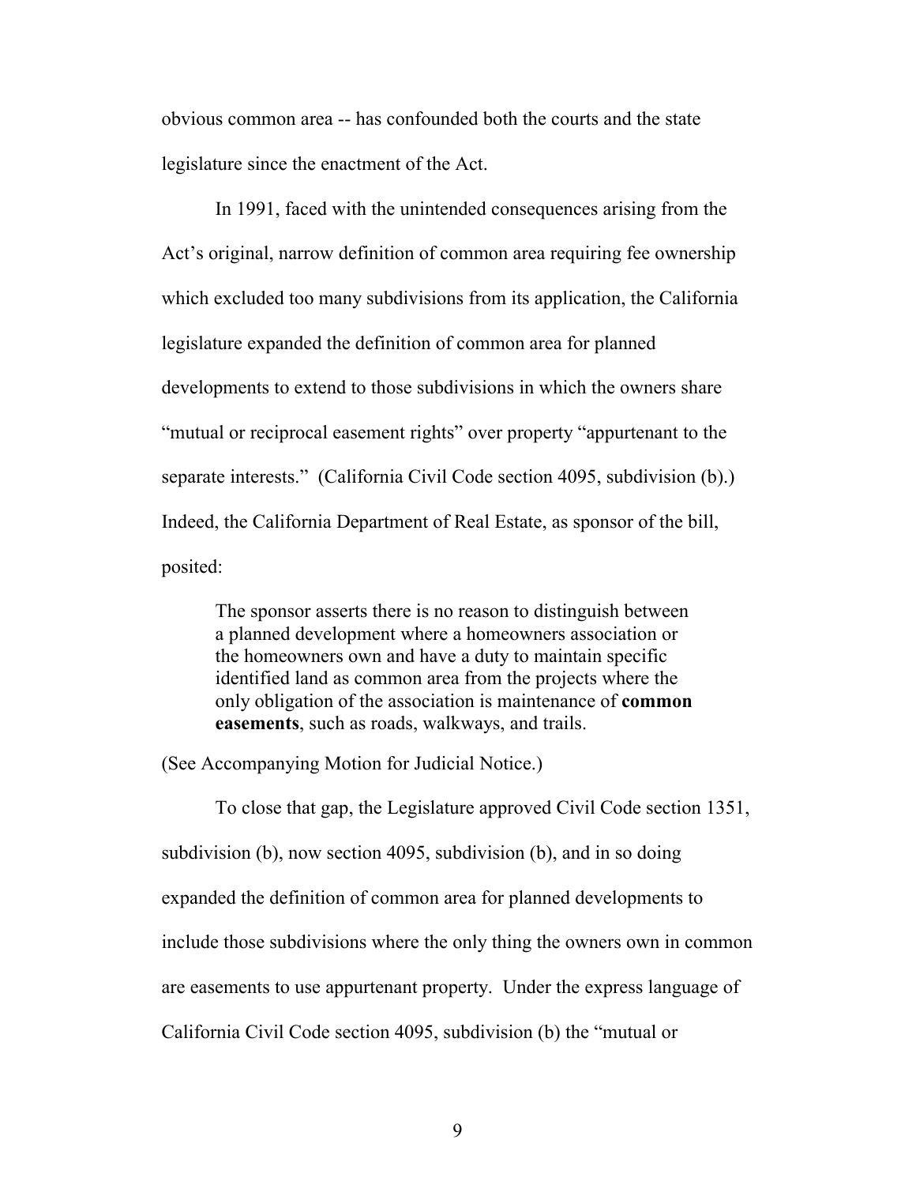obvious common area -- has confounded both the courts and the state legislature since the enactment of the Act.

In 1991, faced with the unintended consequences arising from the Act's original, narrow definition of common area requiring fee ownership which excluded too many subdivisions from its application, the California legislature expanded the definition of common area for planned developments to extend to those subdivisions in which the owners share "mutual or reciprocal easement rights" over property "appurtenant to the separate interests." (California Civil Code section 4095, subdivision (b).) Indeed, the California Department of Real Estate, as sponsor of the bill, posited:

> The sponsor asserts there is no reason to distinguish between a planned development where a homeowners association or the homeowners own and have a duty to maintain specific identified land as common area from the projects where the only obligation of the association is maintenance of **common easements**, such as roads, walkways, and trails.

(See Accompanying Motion for Judicial Notice.)

To close that gap, the Legislature approved Civil Code section 1351, subdivision (b), now section 4095, subdivision (b), and in so doing expanded the definition of common area for planned developments to include those subdivisions where the only thing the owners own in common are easements to use appurtenant property. Under the express language of California Civil Code section 4095, subdivision (b) the "mutual or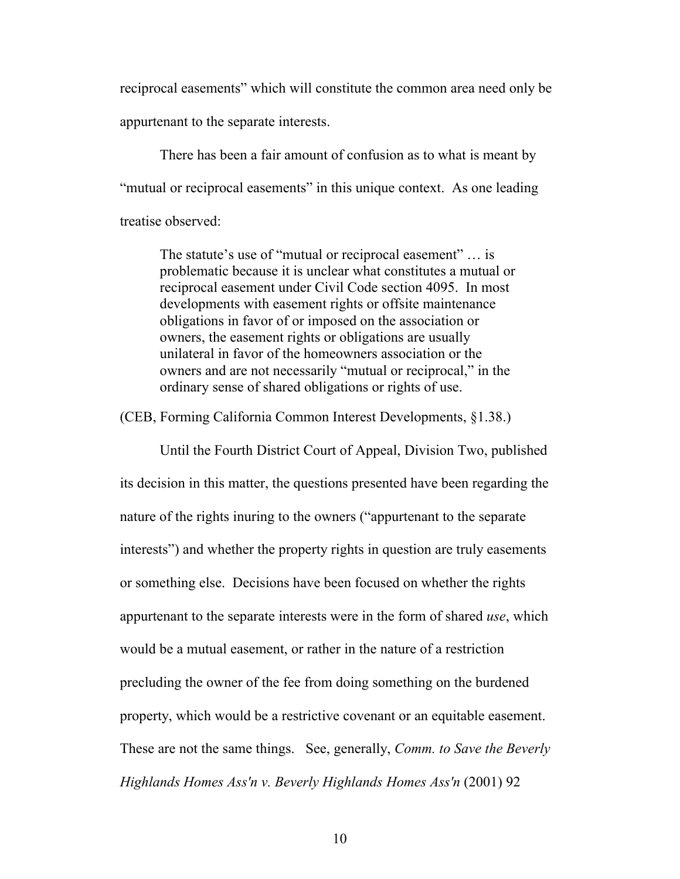reciprocal easements" which will constitute the common area need only be appurtenant to the separate interests.

There has been a fair amount of confusion as to what is meant by "mutual or reciprocal easements" in this unique context. As one leading treatise observed:

> The statute's use of "mutual or reciprocal easement" … is problematic because it is unclear what constitutes a mutual or reciprocal easement under Civil Code section 4095. In most developments with easement rights or offsite maintenance obligations in favor of or imposed on the association or owners, the easement rights or obligations are usually unilateral in favor of the homeowners association or the owners and are not necessarily "mutual or reciprocal," in the ordinary sense of shared obligations or rights of use.

(CEB, Forming California Common Interest Developments, §1.38.)

Until the Fourth District Court of Appeal, Division Two, published its decision in this matter, the questions presented have been regarding the nature of the rights inuring to the owners ("appurtenant to the separate interests") and whether the property rights in question are truly easements or something else. Decisions have been focused on whether the rights appurtenant to the separate interests were in the form of shared *use*, which would be a mutual easement, or rather in the nature of a restriction precluding the owner of the fee from doing something on the burdened property, which would be a restrictive covenant or an equitable easement. These are not the same things. See, generally, *Comm. to Save the Beverly Highlands Homes Ass'n v. Beverly Highlands Homes Ass'n* (2001) 92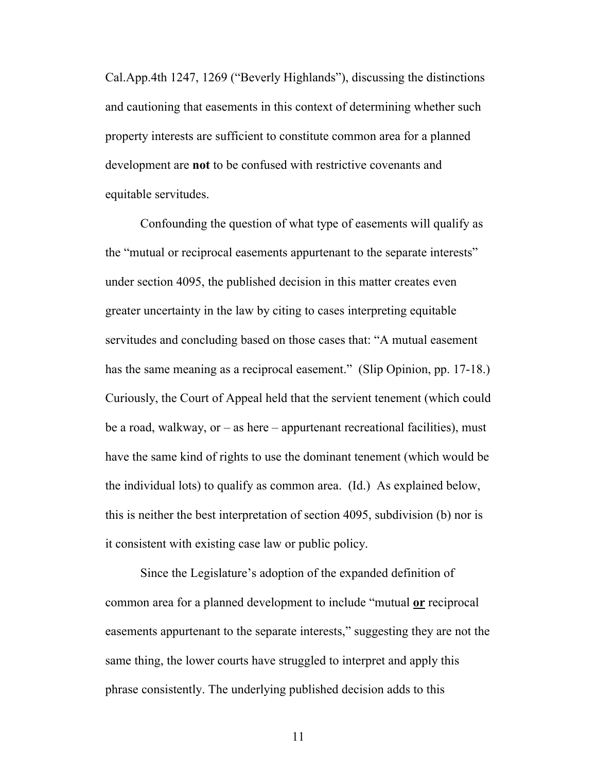Cal.App.4th 1247, 1269 (“Beverly Highlands”), discussing the distinctions and cautioning that easements in this context of determining whether such property interests are sufficient to constitute common area for a planned development are **not** to be confused with restrictive covenants and equitable servitudes.

Confounding the question of what type of easements will qualify as the “mutual or reciprocal easements appurtenant to the separate interests” under section 4095, the published decision in this matter creates even greater uncertainty in the law by citing to cases interpreting equitable servitudes and concluding based on those cases that: “A mutual easement has the same meaning as a reciprocal easement.” (Slip Opinion, pp. 17-18.) Curiously, the Court of Appeal held that the servient tenement (which could be a road, walkway, or – as here – appurtenant recreational facilities), must have the same kind of rights to use the dominant tenement (which would be the individual lots) to qualify as common area. (Id.) As explained below, this is neither the best interpretation of section 4095, subdivision (b) nor is it consistent with existing case law or public policy.

Since the Legislature’s adoption of the expanded definition of common area for a planned development to include “mutual <u>**or**</u> reciprocal easements appurtenant to the separate interests,” suggesting they are not the same thing, the lower courts have struggled to interpret and apply this phrase consistently. The underlying published decision adds to this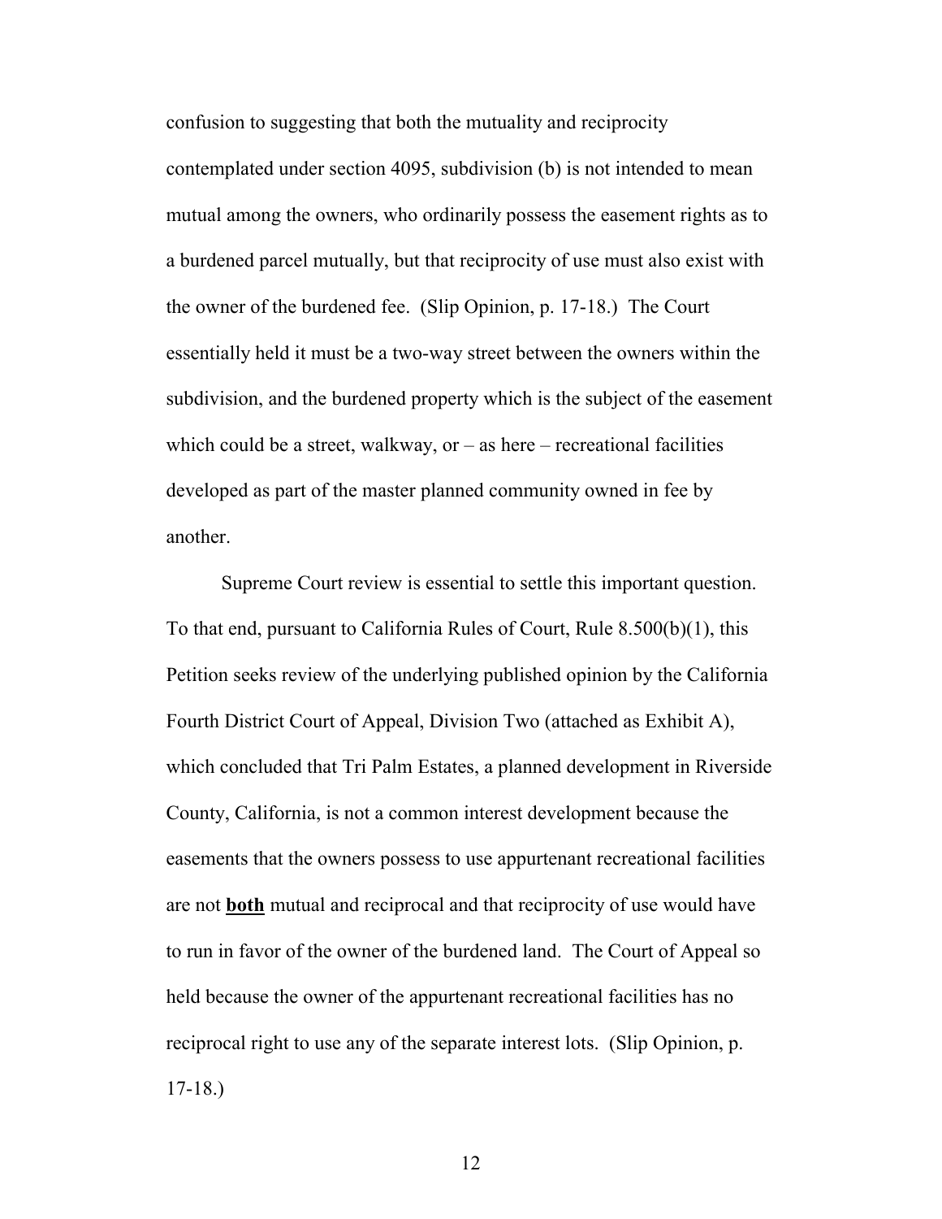confusion to suggesting that both the mutuality and reciprocity contemplated under section 4095, subdivision (b) is not intended to mean mutual among the owners, who ordinarily possess the easement rights as to a burdened parcel mutually, but that reciprocity of use must also exist with the owner of the burdened fee. (Slip Opinion, p. 17-18.) The Court essentially held it must be a two-way street between the owners within the subdivision, and the burdened property which is the subject of the easement which could be a street, walkway, or – as here – recreational facilities developed as part of the master planned community owned in fee by another.

Supreme Court review is essential to settle this important question. To that end, pursuant to California Rules of Court, Rule 8.500(b)(1), this Petition seeks review of the underlying published opinion by the California Fourth District Court of Appeal, Division Two (attached as Exhibit A), which concluded that Tri Palm Estates, a planned development in Riverside County, California, is not a common interest development because the easements that the owners possess to use appurtenant recreational facilities are not <u>**both**</u> mutual and reciprocal and that reciprocity of use would have to run in favor of the owner of the burdened land. The Court of Appeal so held because the owner of the appurtenant recreational facilities has no reciprocal right to use any of the separate interest lots. (Slip Opinion, p. 17-18.)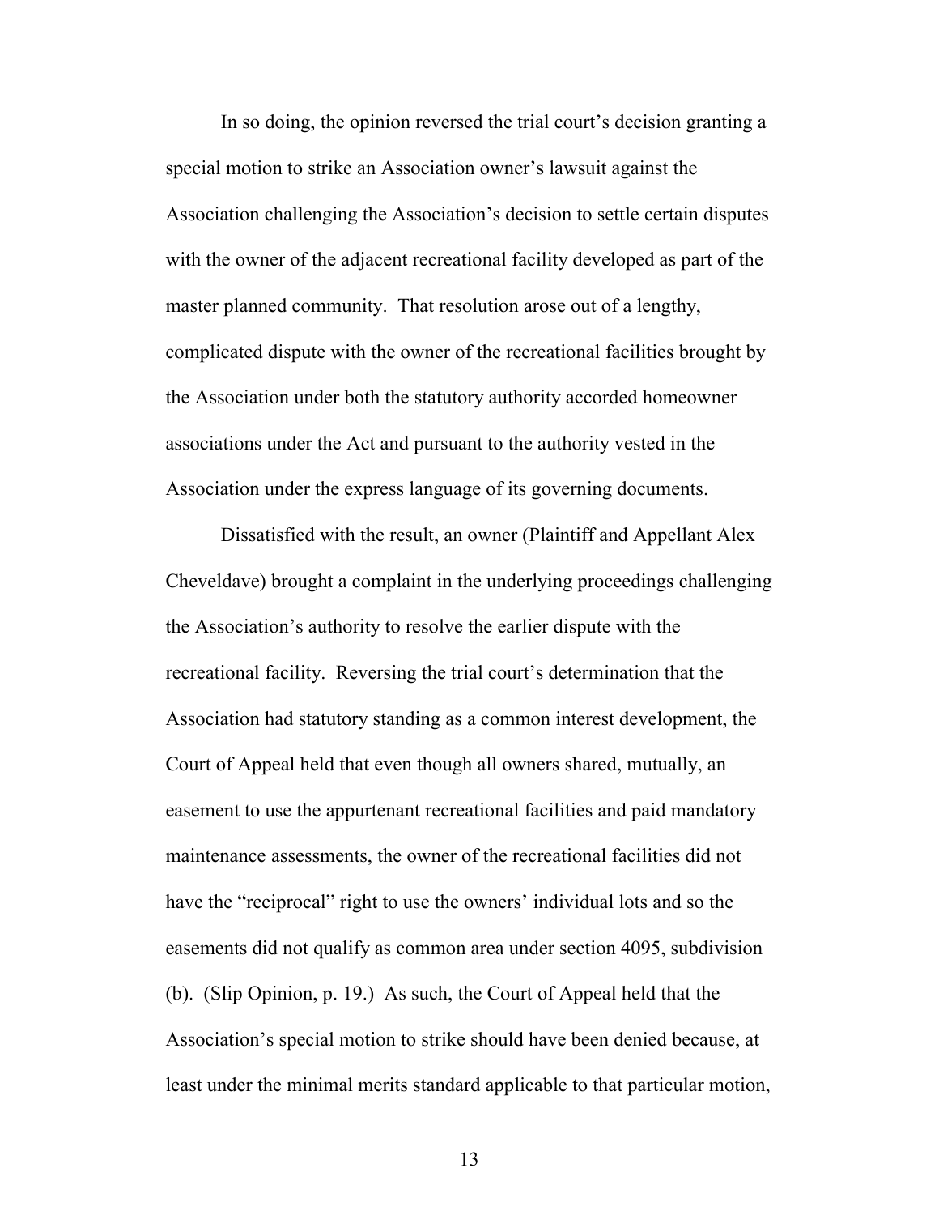In so doing, the opinion reversed the trial court's decision granting a special motion to strike an Association owner's lawsuit against the Association challenging the Association's decision to settle certain disputes with the owner of the adjacent recreational facility developed as part of the master planned community. That resolution arose out of a lengthy, complicated dispute with the owner of the recreational facilities brought by the Association under both the statutory authority accorded homeowner associations under the Act and pursuant to the authority vested in the Association under the express language of its governing documents.

Dissatisfied with the result, an owner (Plaintiff and Appellant Alex Cheveldave) brought a complaint in the underlying proceedings challenging the Association's authority to resolve the earlier dispute with the recreational facility. Reversing the trial court's determination that the Association had statutory standing as a common interest development, the Court of Appeal held that even though all owners shared, mutually, an easement to use the appurtenant recreational facilities and paid mandatory maintenance assessments, the owner of the recreational facilities did not have the "reciprocal" right to use the owners' individual lots and so the easements did not qualify as common area under section 4095, subdivision (b). (Slip Opinion, p. 19.) As such, the Court of Appeal held that the Association's special motion to strike should have been denied because, at least under the minimal merits standard applicable to that particular motion,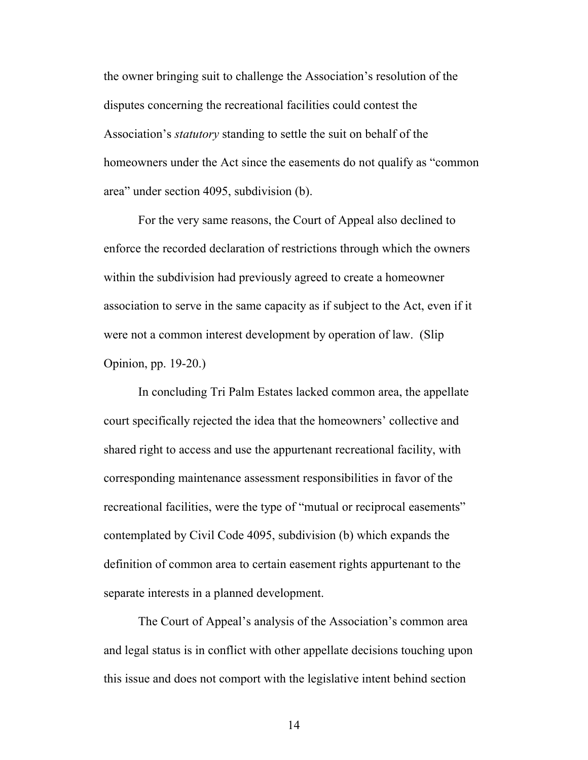the owner bringing suit to challenge the Association's resolution of the disputes concerning the recreational facilities could contest the Association's *statutory* standing to settle the suit on behalf of the homeowners under the Act since the easements do not qualify as "common area" under section 4095, subdivision (b).

For the very same reasons, the Court of Appeal also declined to enforce the recorded declaration of restrictions through which the owners within the subdivision had previously agreed to create a homeowner association to serve in the same capacity as if subject to the Act, even if it were not a common interest development by operation of law. (Slip Opinion, pp. 19-20.)

In concluding Tri Palm Estates lacked common area, the appellate court specifically rejected the idea that the homeowners' collective and shared right to access and use the appurtenant recreational facility, with corresponding maintenance assessment responsibilities in favor of the recreational facilities, were the type of "mutual or reciprocal easements" contemplated by Civil Code 4095, subdivision (b) which expands the definition of common area to certain easement rights appurtenant to the separate interests in a planned development.

The Court of Appeal's analysis of the Association's common area and legal status is in conflict with other appellate decisions touching upon this issue and does not comport with the legislative intent behind section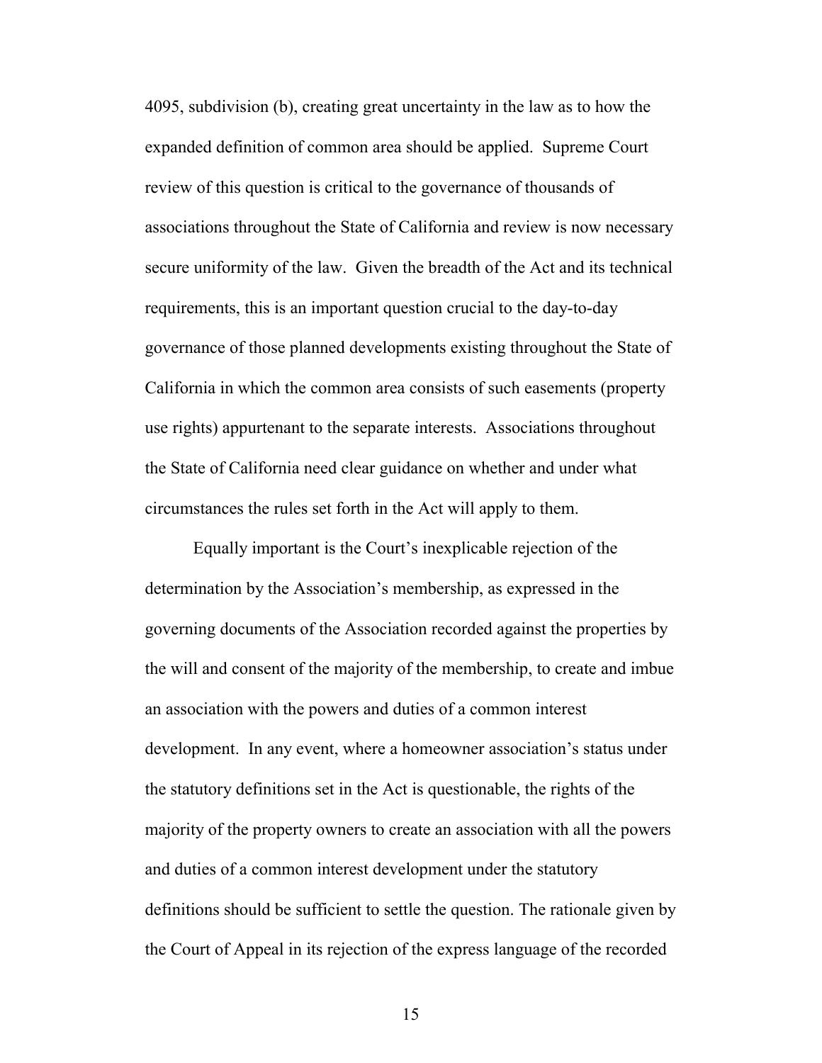4095, subdivision (b), creating great uncertainty in the law as to how the expanded definition of common area should be applied. Supreme Court review of this question is critical to the governance of thousands of associations throughout the State of California and review is now necessary secure uniformity of the law. Given the breadth of the Act and its technical requirements, this is an important question crucial to the day-to-day governance of those planned developments existing throughout the State of California in which the common area consists of such easements (property use rights) appurtenant to the separate interests. Associations throughout the State of California need clear guidance on whether and under what circumstances the rules set forth in the Act will apply to them.

Equally important is the Court's inexplicable rejection of the determination by the Association's membership, as expressed in the governing documents of the Association recorded against the properties by the will and consent of the majority of the membership, to create and imbue an association with the powers and duties of a common interest development. In any event, where a homeowner association's status under the statutory definitions set in the Act is questionable, the rights of the majority of the property owners to create an association with all the powers and duties of a common interest development under the statutory definitions should be sufficient to settle the question. The rationale given by the Court of Appeal in its rejection of the express language of the recorded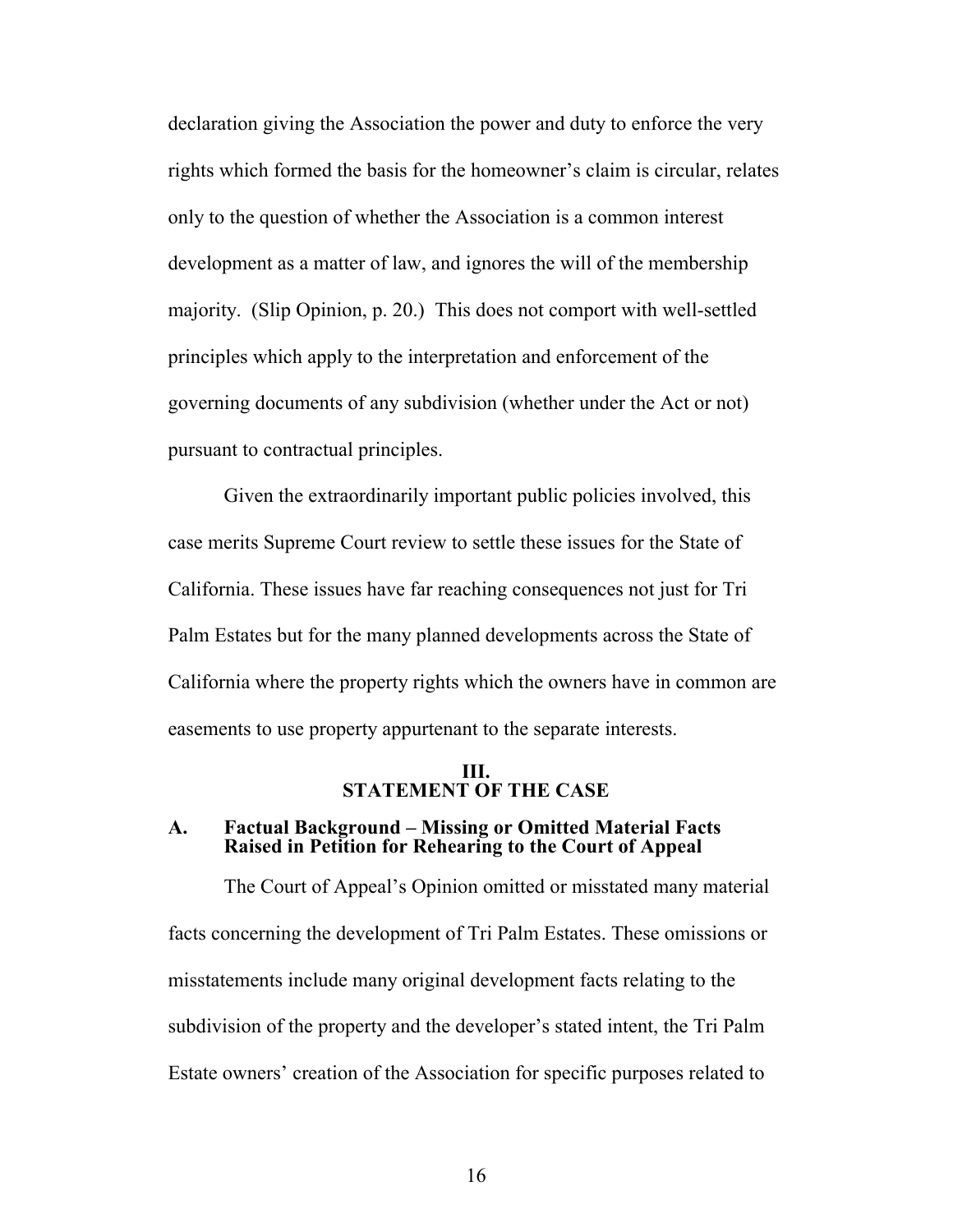declaration giving the Association the power and duty to enforce the very rights which formed the basis for the homeowner's claim is circular, relates only to the question of whether the Association is a common interest development as a matter of law, and ignores the will of the membership majority. (Slip Opinion, p. 20.) This does not comport with well-settled principles which apply to the interpretation and enforcement of the governing documents of any subdivision (whether under the Act or not) pursuant to contractual principles.

Given the extraordinarily important public policies involved, this case merits Supreme Court review to settle these issues for the State of California. These issues have far reaching consequences not just for Tri Palm Estates but for the many planned developments across the State of California where the property rights which the owners have in common are easements to use property appurtenant to the separate interests.

## III. STATEMENT OF THE CASE

### A. Factual Background – Missing or Omitted Material Facts Raised in Petition for Rehearing to the Court of Appeal

The Court of Appeal's Opinion omitted or misstated many material facts concerning the development of Tri Palm Estates. These omissions or misstatements include many original development facts relating to the subdivision of the property and the developer's stated intent, the Tri Palm Estate owners' creation of the Association for specific purposes related to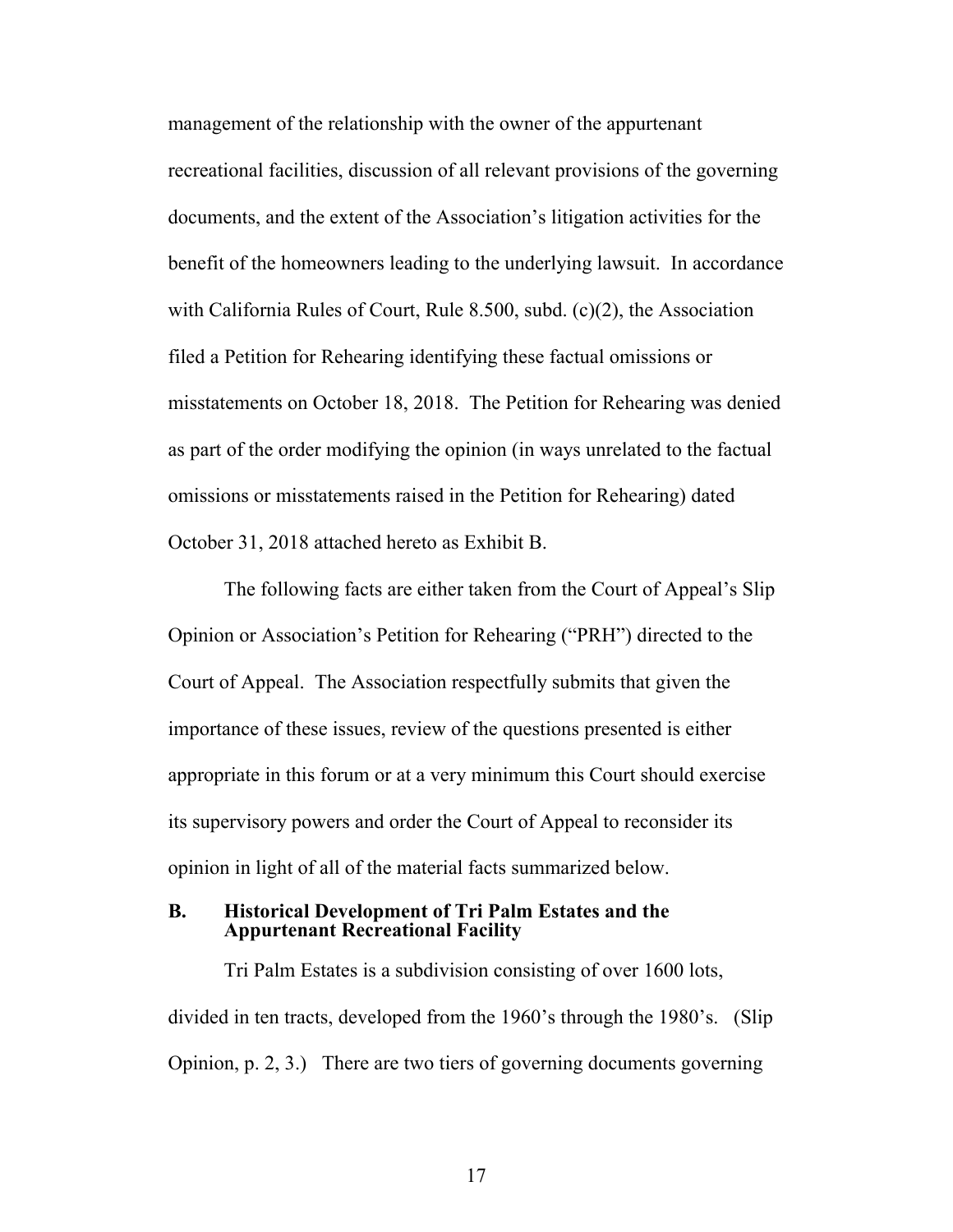management of the relationship with the owner of the appurtenant recreational facilities, discussion of all relevant provisions of the governing documents, and the extent of the Association's litigation activities for the benefit of the homeowners leading to the underlying lawsuit. In accordance with California Rules of Court, Rule 8.500, subd. (c)(2), the Association filed a Petition for Rehearing identifying these factual omissions or misstatements on October 18, 2018. The Petition for Rehearing was denied as part of the order modifying the opinion (in ways unrelated to the factual omissions or misstatements raised in the Petition for Rehearing) dated October 31, 2018 attached hereto as Exhibit B.

The following facts are either taken from the Court of Appeal's Slip Opinion or Association's Petition for Rehearing ("PRH") directed to the Court of Appeal. The Association respectfully submits that given the importance of these issues, review of the questions presented is either appropriate in this forum or at a very minimum this Court should exercise its supervisory powers and order the Court of Appeal to reconsider its opinion in light of all of the material facts summarized below.

### B. Historical Development of Tri Palm Estates and the Appurtenant Recreational Facility

Tri Palm Estates is a subdivision consisting of over 1600 lots, divided in ten tracts, developed from the 1960's through the 1980's. (Slip Opinion, p. 2, 3.) There are two tiers of governing documents governing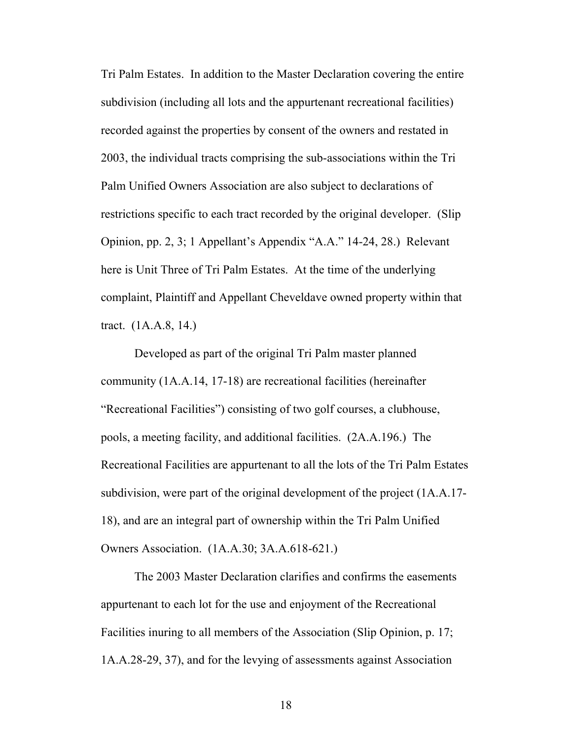Tri Palm Estates. In addition to the Master Declaration covering the entire subdivision (including all lots and the appurtenant recreational facilities) recorded against the properties by consent of the owners and restated in 2003, the individual tracts comprising the sub-associations within the Tri Palm Unified Owners Association are also subject to declarations of restrictions specific to each tract recorded by the original developer. (Slip Opinion, pp. 2, 3; 1 Appellant's Appendix "A.A." 14-24, 28.) Relevant here is Unit Three of Tri Palm Estates. At the time of the underlying complaint, Plaintiff and Appellant Cheveldave owned property within that tract. (1A.A.8, 14.)

Developed as part of the original Tri Palm master planned community (1A.A.14, 17-18) are recreational facilities (hereinafter "Recreational Facilities") consisting of two golf courses, a clubhouse, pools, a meeting facility, and additional facilities. (2A.A.196.) The Recreational Facilities are appurtenant to all the lots of the Tri Palm Estates subdivision, were part of the original development of the project (1A.A.17-18), and are an integral part of ownership within the Tri Palm Unified Owners Association. (1A.A.30; 3A.A.618-621.)

The 2003 Master Declaration clarifies and confirms the easements appurtenant to each lot for the use and enjoyment of the Recreational Facilities inuring to all members of the Association (Slip Opinion, p. 17; 1A.A.28-29, 37), and for the levying of assessments against Association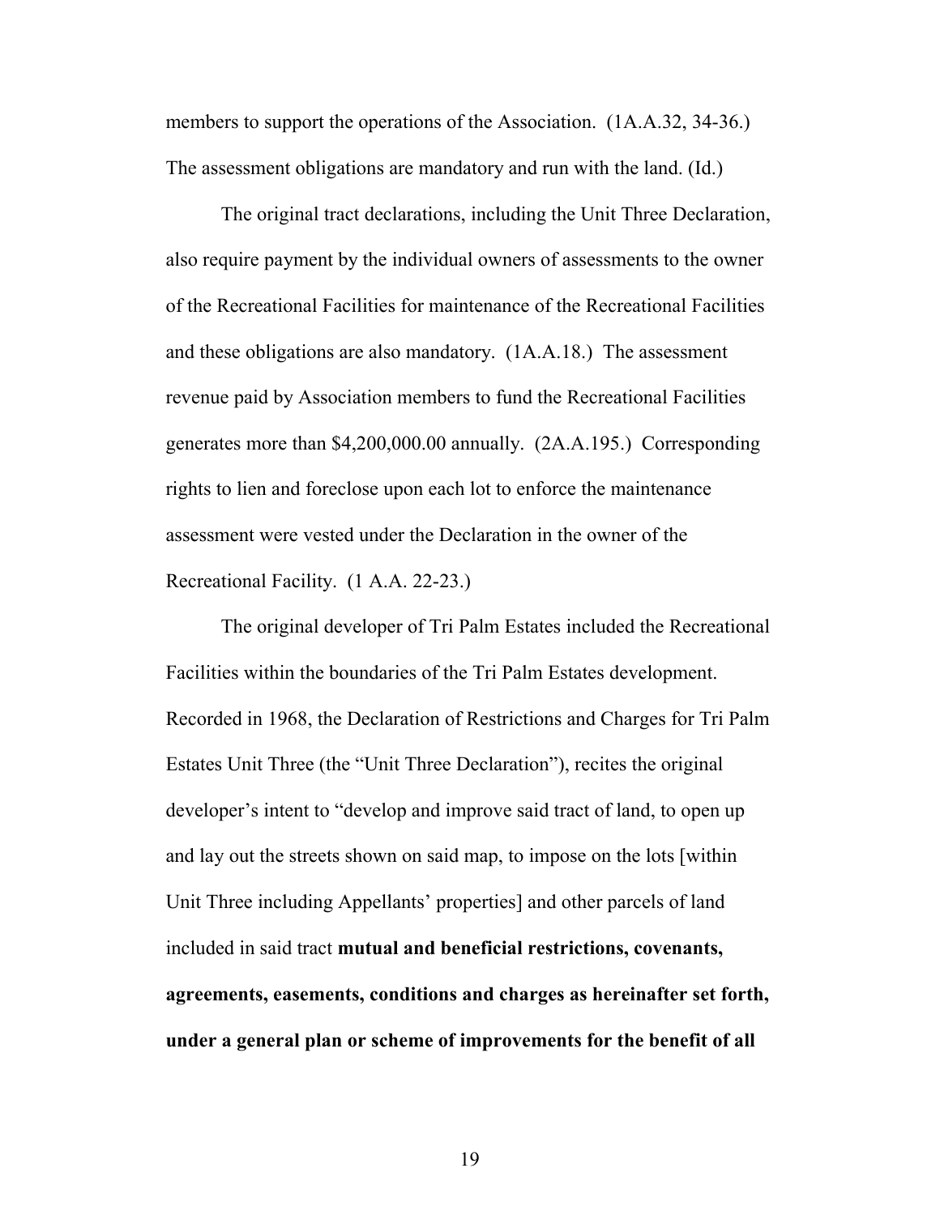members to support the operations of the Association. (1A.A.32, 34-36.) The assessment obligations are mandatory and run with the land. (Id.)

The original tract declarations, including the Unit Three Declaration, also require payment by the individual owners of assessments to the owner of the Recreational Facilities for maintenance of the Recreational Facilities and these obligations are also mandatory. (1A.A.18.) The assessment revenue paid by Association members to fund the Recreational Facilities generates more than $4,200,000.00 annually. (2A.A.195.) Corresponding rights to lien and foreclose upon each lot to enforce the maintenance assessment were vested under the Declaration in the owner of the Recreational Facility. (1 A.A. 22-23.)

The original developer of Tri Palm Estates included the Recreational Facilities within the boundaries of the Tri Palm Estates development. Recorded in 1968, the Declaration of Restrictions and Charges for Tri Palm Estates Unit Three (the "Unit Three Declaration"), recites the original developer's intent to "develop and improve said tract of land, to open up and lay out the streets shown on said map, to impose on the lots [within Unit Three including Appellants' properties] and other parcels of land included in said tract **mutual and beneficial restrictions, covenants, agreements, easements, conditions and charges as hereinafter set forth, under a general plan or scheme of improvements for the benefit of all**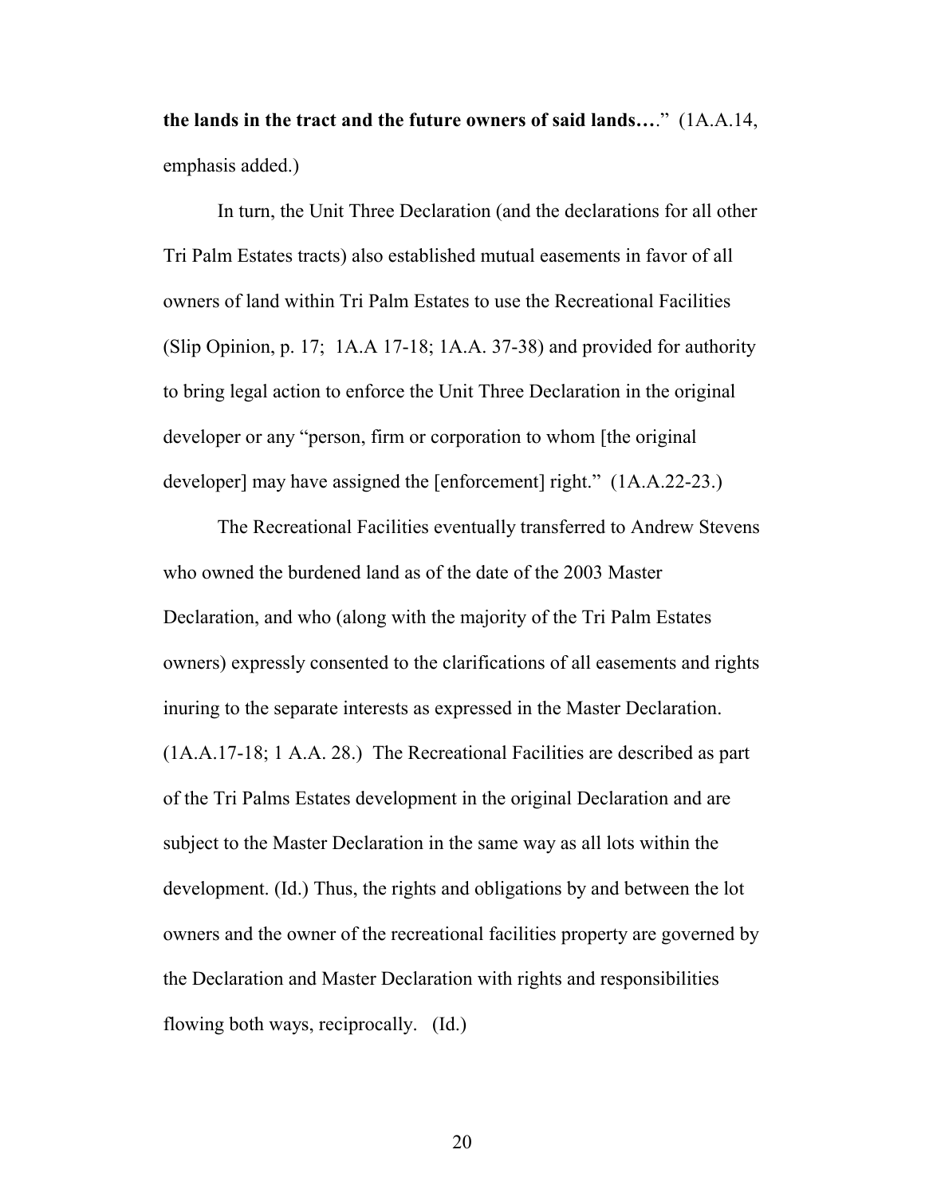**the lands in the tract and the future owners of said lands…**." (1A.A.14, emphasis added.)

In turn, the Unit Three Declaration (and the declarations for all other Tri Palm Estates tracts) also established mutual easements in favor of all owners of land within Tri Palm Estates to use the Recreational Facilities (Slip Opinion, p. 17; 1A.A 17-18; 1A.A. 37-38) and provided for authority to bring legal action to enforce the Unit Three Declaration in the original developer or any "person, firm or corporation to whom [the original developer] may have assigned the [enforcement] right." (1A.A.22-23.)

The Recreational Facilities eventually transferred to Andrew Stevens who owned the burdened land as of the date of the 2003 Master Declaration, and who (along with the majority of the Tri Palm Estates owners) expressly consented to the clarifications of all easements and rights inuring to the separate interests as expressed in the Master Declaration. (1A.A.17-18; 1 A.A. 28.) The Recreational Facilities are described as part of the Tri Palms Estates development in the original Declaration and are subject to the Master Declaration in the same way as all lots within the development. (Id.) Thus, the rights and obligations by and between the lot owners and the owner of the recreational facilities property are governed by the Declaration and Master Declaration with rights and responsibilities flowing both ways, reciprocally. (Id.)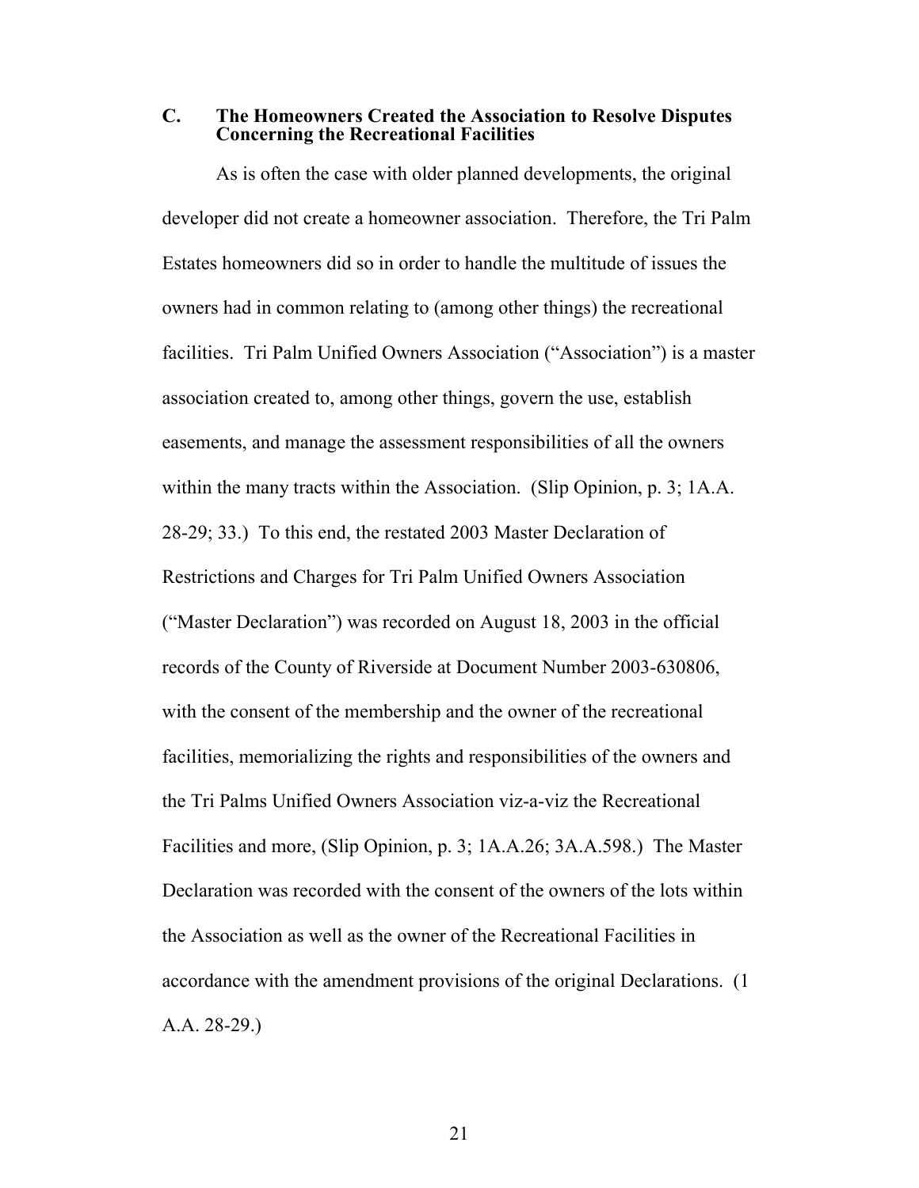### C. The Homeowners Created the Association to Resolve Disputes Concerning the Recreational Facilities

As is often the case with older planned developments, the original developer did not create a homeowner association. Therefore, the Tri Palm Estates homeowners did so in order to handle the multitude of issues the owners had in common relating to (among other things) the recreational facilities. Tri Palm Unified Owners Association ("Association") is a master association created to, among other things, govern the use, establish easements, and manage the assessment responsibilities of all the owners within the many tracts within the Association. (Slip Opinion, p. 3; 1A.A. 28-29; 33.) To this end, the restated 2003 Master Declaration of Restrictions and Charges for Tri Palm Unified Owners Association ("Master Declaration") was recorded on August 18, 2003 in the official records of the County of Riverside at Document Number 2003-630806, with the consent of the membership and the owner of the recreational facilities, memorializing the rights and responsibilities of the owners and the Tri Palms Unified Owners Association viz-a-viz the Recreational Facilities and more, (Slip Opinion, p. 3; 1A.A.26; 3A.A.598.) The Master Declaration was recorded with the consent of the owners of the lots within the Association as well as the owner of the Recreational Facilities in accordance with the amendment provisions of the original Declarations. (1 A.A. 28-29.)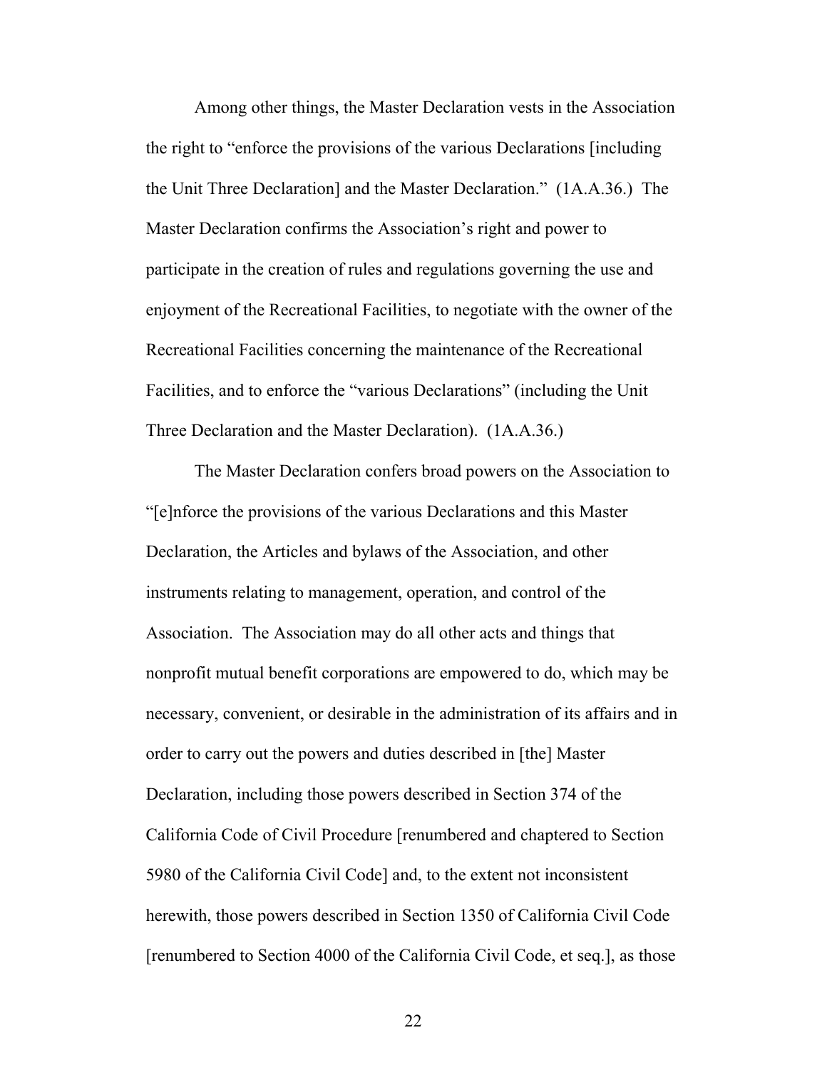Among other things, the Master Declaration vests in the Association the right to "enforce the provisions of the various Declarations [including the Unit Three Declaration] and the Master Declaration." (1A.A.36.) The Master Declaration confirms the Association's right and power to participate in the creation of rules and regulations governing the use and enjoyment of the Recreational Facilities, to negotiate with the owner of the Recreational Facilities concerning the maintenance of the Recreational Facilities, and to enforce the "various Declarations" (including the Unit Three Declaration and the Master Declaration). (1A.A.36.)

The Master Declaration confers broad powers on the Association to "[e]nforce the provisions of the various Declarations and this Master Declaration, the Articles and bylaws of the Association, and other instruments relating to management, operation, and control of the Association. The Association may do all other acts and things that nonprofit mutual benefit corporations are empowered to do, which may be necessary, convenient, or desirable in the administration of its affairs and in order to carry out the powers and duties described in [the] Master Declaration, including those powers described in Section 374 of the California Code of Civil Procedure [renumbered and chaptered to Section 5980 of the California Civil Code] and, to the extent not inconsistent herewith, those powers described in Section 1350 of California Civil Code [renumbered to Section 4000 of the California Civil Code, et seq.], as those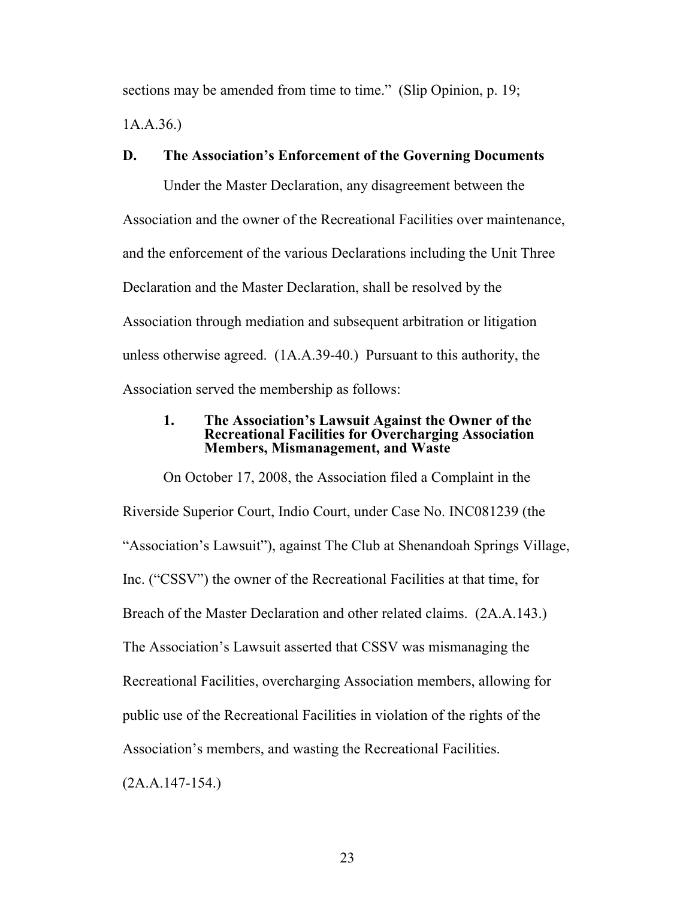sections may be amended from time to time." (Slip Opinion, p. 19; 1A.A.36.)

### D. The Association's Enforcement of the Governing Documents

Under the Master Declaration, any disagreement between the Association and the owner of the Recreational Facilities over maintenance, and the enforcement of the various Declarations including the Unit Three Declaration and the Master Declaration, shall be resolved by the Association through mediation and subsequent arbitration or litigation unless otherwise agreed. (1A.A.39-40.) Pursuant to this authority, the Association served the membership as follows:

#### 1. The Association's Lawsuit Against the Owner of the Recreational Facilities for Overcharging Association Members, Mismanagement, and Waste

On October 17, 2008, the Association filed a Complaint in the Riverside Superior Court, Indio Court, under Case No. INC081239 (the "Association's Lawsuit"), against The Club at Shenandoah Springs Village, Inc. ("CSSV") the owner of the Recreational Facilities at that time, for Breach of the Master Declaration and other related claims. (2A.A.143.) The Association's Lawsuit asserted that CSSV was mismanaging the Recreational Facilities, overcharging Association members, allowing for public use of the Recreational Facilities in violation of the rights of the Association's members, and wasting the Recreational Facilities. (2A.A.147-154.)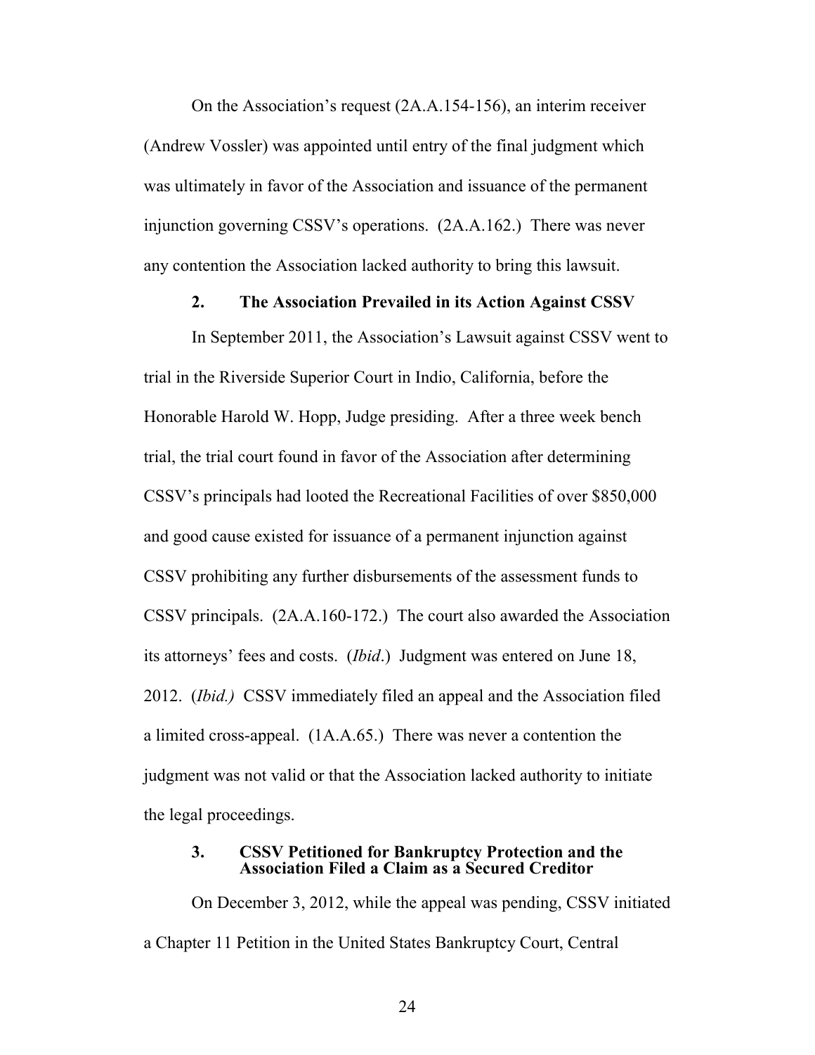On the Association's request (2A.A.154-156), an interim receiver (Andrew Vossler) was appointed until entry of the final judgment which was ultimately in favor of the Association and issuance of the permanent injunction governing CSSV's operations. (2A.A.162.) There was never any contention the Association lacked authority to bring this lawsuit.

#### 2. The Association Prevailed in its Action Against CSSV

In September 2011, the Association's Lawsuit against CSSV went to trial in the Riverside Superior Court in Indio, California, before the Honorable Harold W. Hopp, Judge presiding. After a three week bench trial, the trial court found in favor of the Association after determining CSSV's principals had looted the Recreational Facilities of over $850,000 and good cause existed for issuance of a permanent injunction against CSSV prohibiting any further disbursements of the assessment funds to CSSV principals. (2A.A.160-172.) The court also awarded the Association its attorneys' fees and costs. (*Ibid*.) Judgment was entered on June 18, 2012. (*Ibid.)* CSSV immediately filed an appeal and the Association filed a limited cross-appeal. (1A.A.65.) There was never a contention the judgment was not valid or that the Association lacked authority to initiate the legal proceedings.

#### 3. CSSV Petitioned for Bankruptcy Protection and the Association Filed a Claim as a Secured Creditor

On December 3, 2012, while the appeal was pending, CSSV initiated a Chapter 11 Petition in the United States Bankruptcy Court, Central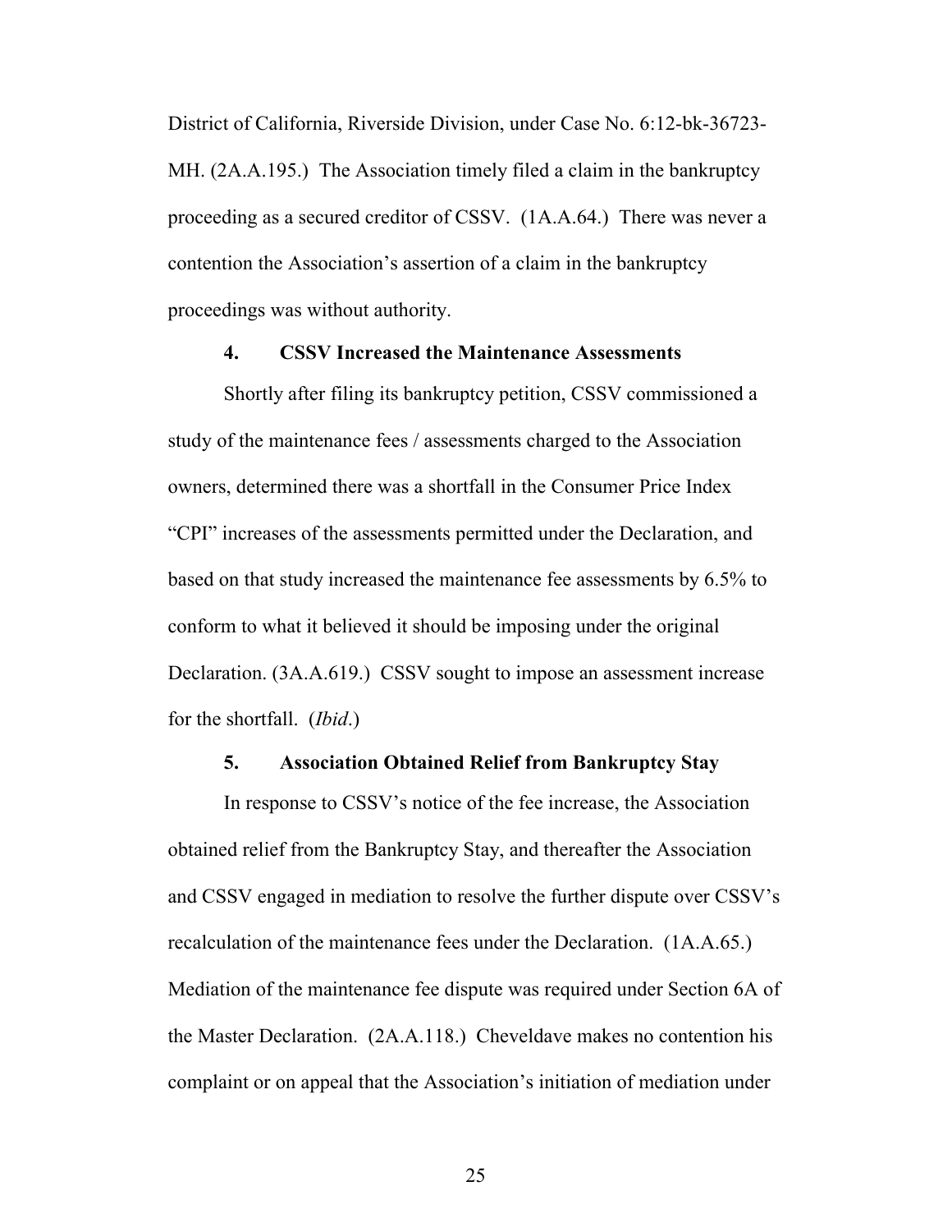District of California, Riverside Division, under Case No. 6:12-bk-36723-MH. (2A.A.195.) The Association timely filed a claim in the bankruptcy proceeding as a secured creditor of CSSV. (1A.A.64.) There was never a contention the Association's assertion of a claim in the bankruptcy proceedings was without authority.

### 4. CSSV Increased the Maintenance Assessments

Shortly after filing its bankruptcy petition, CSSV commissioned a study of the maintenance fees / assessments charged to the Association owners, determined there was a shortfall in the Consumer Price Index "CPI" increases of the assessments permitted under the Declaration, and based on that study increased the maintenance fee assessments by 6.5% to conform to what it believed it should be imposing under the original Declaration. (3A.A.619.) CSSV sought to impose an assessment increase for the shortfall. (*Ibid*.)

### 5. Association Obtained Relief from Bankruptcy Stay

In response to CSSV's notice of the fee increase, the Association obtained relief from the Bankruptcy Stay, and thereafter the Association and CSSV engaged in mediation to resolve the further dispute over CSSV's recalculation of the maintenance fees under the Declaration. (1A.A.65.) Mediation of the maintenance fee dispute was required under Section 6A of the Master Declaration. (2A.A.118.) Cheveldave makes no contention his complaint or on appeal that the Association's initiation of mediation under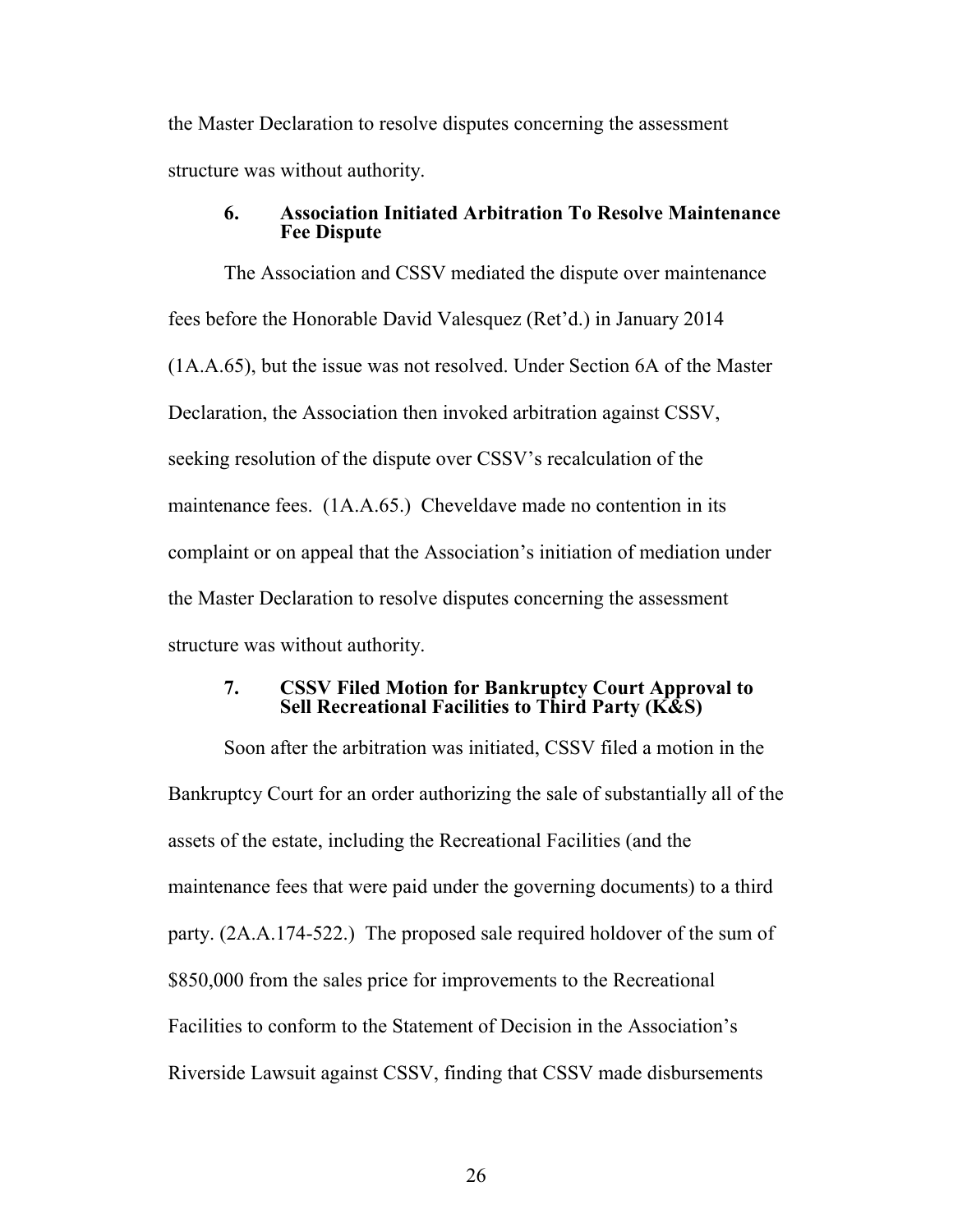the Master Declaration to resolve disputes concerning the assessment structure was without authority.

### 6. Association Initiated Arbitration To Resolve Maintenance Fee Dispute

The Association and CSSV mediated the dispute over maintenance fees before the Honorable David Valesquez (Ret'd.) in January 2014 (1A.A.65), but the issue was not resolved. Under Section 6A of the Master Declaration, the Association then invoked arbitration against CSSV, seeking resolution of the dispute over CSSV's recalculation of the maintenance fees. (1A.A.65.) Cheveldave made no contention in its complaint or on appeal that the Association's initiation of mediation under the Master Declaration to resolve disputes concerning the assessment structure was without authority.

### 7. CSSV Filed Motion for Bankruptcy Court Approval to Sell Recreational Facilities to Third Party (K&S)

Soon after the arbitration was initiated, CSSV filed a motion in the Bankruptcy Court for an order authorizing the sale of substantially all of the assets of the estate, including the Recreational Facilities (and the maintenance fees that were paid under the governing documents) to a third party. (2A.A.174-522.) The proposed sale required holdover of the sum of $850,000 from the sales price for improvements to the Recreational Facilities to conform to the Statement of Decision in the Association's Riverside Lawsuit against CSSV, finding that CSSV made disbursements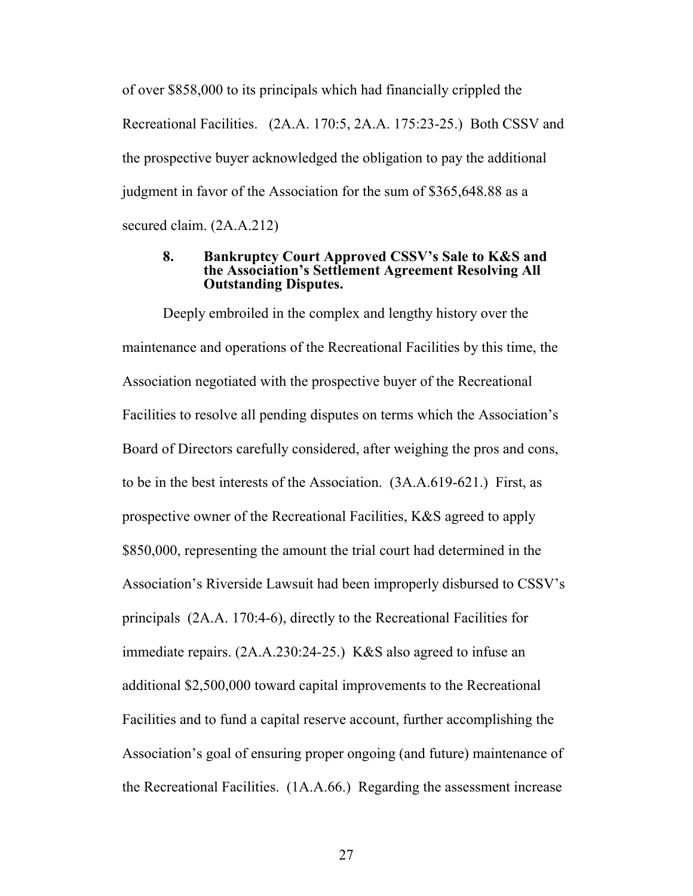of over $858,000 to its principals which had financially crippled the Recreational Facilities. (2A.A. 170:5, 2A.A. 175:23-25.) Both CSSV and the prospective buyer acknowledged the obligation to pay the additional judgment in favor of the Association for the sum of $365,648.88 as a secured claim. (2A.A.212)

#### 8. Bankruptcy Court Approved CSSV's Sale to K&S and the Association's Settlement Agreement Resolving All Outstanding Disputes.

Deeply embroiled in the complex and lengthy history over the maintenance and operations of the Recreational Facilities by this time, the Association negotiated with the prospective buyer of the Recreational Facilities to resolve all pending disputes on terms which the Association's Board of Directors carefully considered, after weighing the pros and cons, to be in the best interests of the Association. (3A.A.619-621.) First, as prospective owner of the Recreational Facilities, K&S agreed to apply $850,000, representing the amount the trial court had determined in the Association's Riverside Lawsuit had been improperly disbursed to CSSV's principals (2A.A. 170:4-6), directly to the Recreational Facilities for immediate repairs. (2A.A.230:24-25.) K&S also agreed to infuse an additional $2,500,000 toward capital improvements to the Recreational Facilities and to fund a capital reserve account, further accomplishing the Association's goal of ensuring proper ongoing (and future) maintenance of the Recreational Facilities. (1A.A.66.) Regarding the assessment increase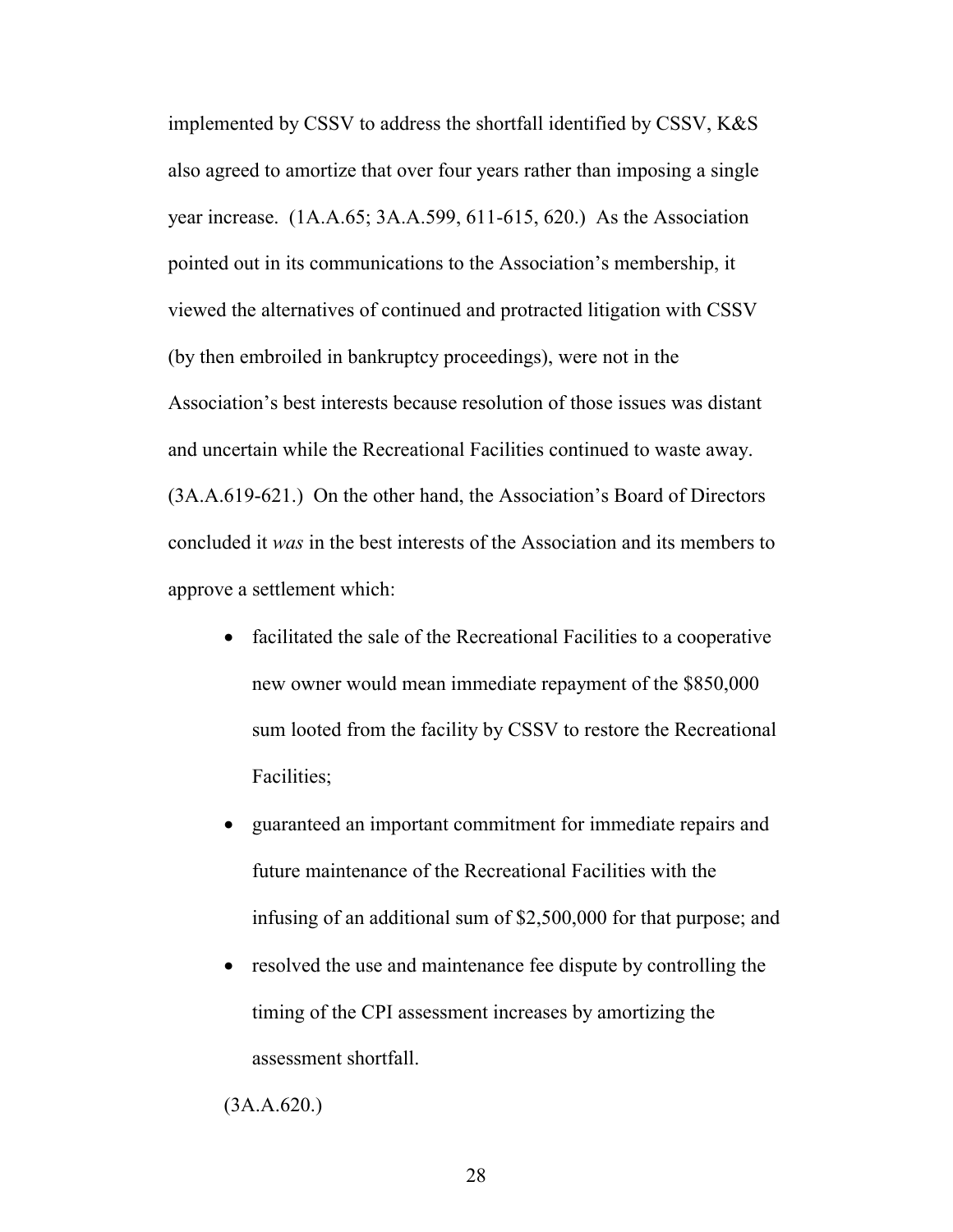implemented by CSSV to address the shortfall identified by CSSV, K&S also agreed to amortize that over four years rather than imposing a single year increase. (1A.A.65; 3A.A.599, 611-615, 620.) As the Association pointed out in its communications to the Association's membership, it viewed the alternatives of continued and protracted litigation with CSSV (by then embroiled in bankruptcy proceedings), were not in the Association's best interests because resolution of those issues was distant and uncertain while the Recreational Facilities continued to waste away. (3A.A.619-621.) On the other hand, the Association's Board of Directors concluded it *was* in the best interests of the Association and its members to approve a settlement which:

- facilitated the sale of the Recreational Facilities to a cooperative new owner would mean immediate repayment of the $850,000 sum looted from the facility by CSSV to restore the Recreational Facilities;
- guaranteed an important commitment for immediate repairs and future maintenance of the Recreational Facilities with the infusing of an additional sum of $2,500,000 for that purpose; and
- resolved the use and maintenance fee dispute by controlling the timing of the CPI assessment increases by amortizing the assessment shortfall.

(3A.A.620.)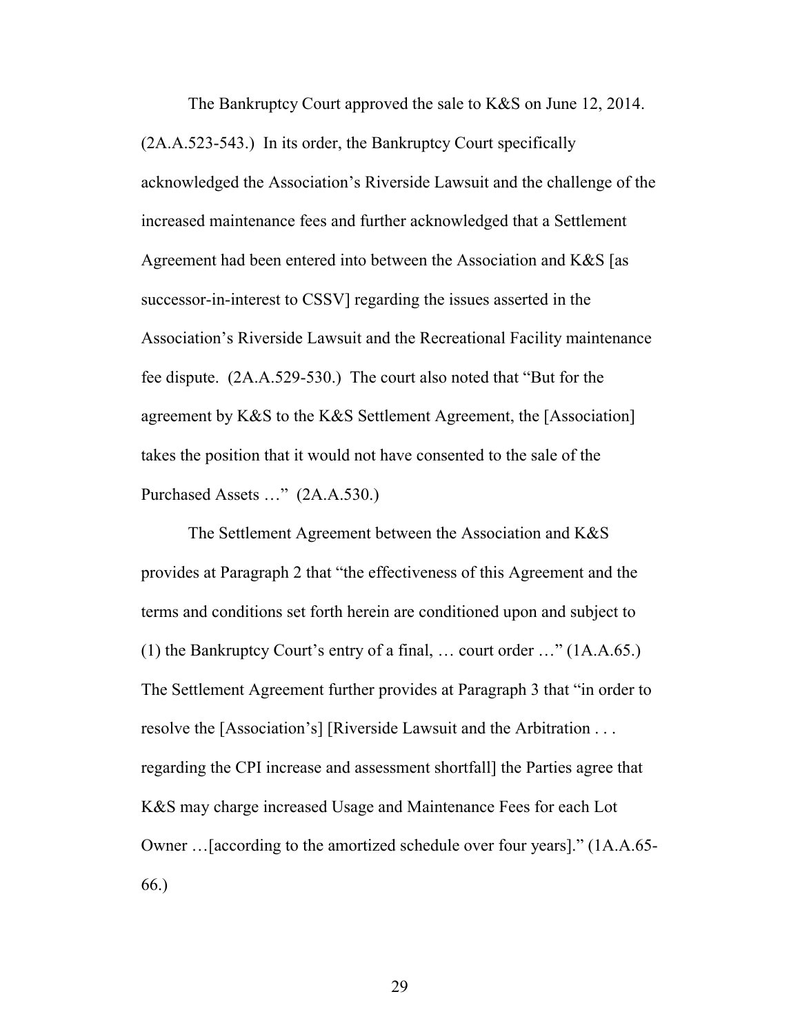The Bankruptcy Court approved the sale to K&S on June 12, 2014. (2A.A.523-543.) In its order, the Bankruptcy Court specifically acknowledged the Association's Riverside Lawsuit and the challenge of the increased maintenance fees and further acknowledged that a Settlement Agreement had been entered into between the Association and K&S [as successor-in-interest to CSSV] regarding the issues asserted in the Association's Riverside Lawsuit and the Recreational Facility maintenance fee dispute. (2A.A.529-530.) The court also noted that "But for the agreement by K&S to the K&S Settlement Agreement, the [Association] takes the position that it would not have consented to the sale of the Purchased Assets …" (2A.A.530.)

The Settlement Agreement between the Association and K&S provides at Paragraph 2 that "the effectiveness of this Agreement and the terms and conditions set forth herein are conditioned upon and subject to (1) the Bankruptcy Court's entry of a final, … court order …" (1A.A.65.) The Settlement Agreement further provides at Paragraph 3 that "in order to resolve the [Association's] [Riverside Lawsuit and the Arbitration . . . regarding the CPI increase and assessment shortfall] the Parties agree that K&S may charge increased Usage and Maintenance Fees for each Lot Owner …[according to the amortized schedule over four years]." (1A.A.65-66.)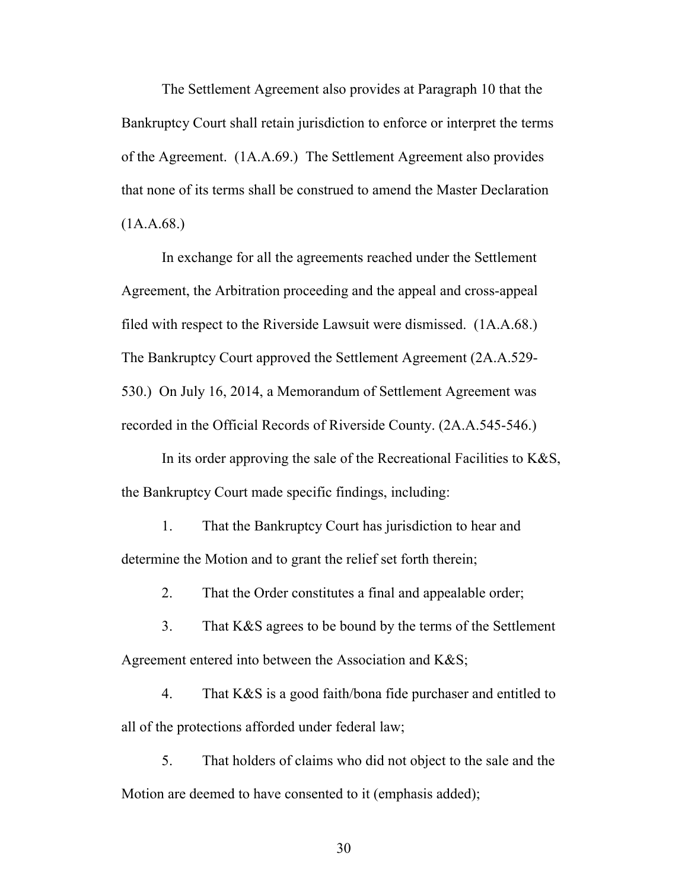The Settlement Agreement also provides at Paragraph 10 that the Bankruptcy Court shall retain jurisdiction to enforce or interpret the terms of the Agreement. (1A.A.69.) The Settlement Agreement also provides that none of its terms shall be construed to amend the Master Declaration (1A.A.68.)

In exchange for all the agreements reached under the Settlement Agreement, the Arbitration proceeding and the appeal and cross-appeal filed with respect to the Riverside Lawsuit were dismissed. (1A.A.68.) The Bankruptcy Court approved the Settlement Agreement (2A.A.529-530.) On July 16, 2014, a Memorandum of Settlement Agreement was recorded in the Official Records of Riverside County. (2A.A.545-546.)

In its order approving the sale of the Recreational Facilities to K&S, the Bankruptcy Court made specific findings, including:

1. That the Bankruptcy Court has jurisdiction to hear and determine the Motion and to grant the relief set forth therein;

2. That the Order constitutes a final and appealable order;

3. That K&S agrees to be bound by the terms of the Settlement Agreement entered into between the Association and K&S;

4. That K&S is a good faith/bona fide purchaser and entitled to all of the protections afforded under federal law;

5. That holders of claims who did not object to the sale and the Motion are deemed to have consented to it (emphasis added);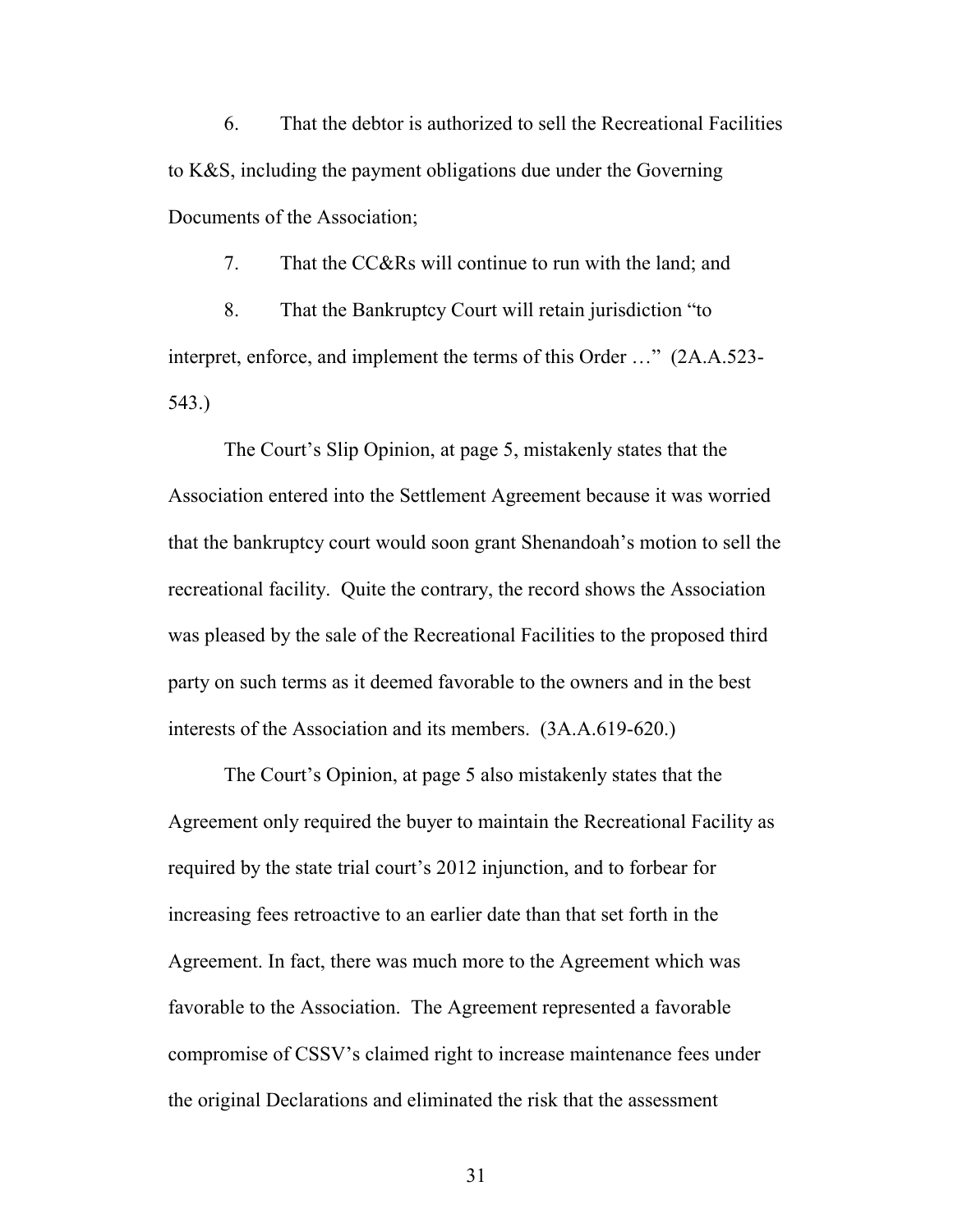6. That the debtor is authorized to sell the Recreational Facilities to K&S, including the payment obligations due under the Governing Documents of the Association;

7. That the CC&Rs will continue to run with the land; and

8. That the Bankruptcy Court will retain jurisdiction "to interpret, enforce, and implement the terms of this Order …" (2A.A.523-543.)

The Court's Slip Opinion, at page 5, mistakenly states that the Association entered into the Settlement Agreement because it was worried that the bankruptcy court would soon grant Shenandoah's motion to sell the recreational facility. Quite the contrary, the record shows the Association was pleased by the sale of the Recreational Facilities to the proposed third party on such terms as it deemed favorable to the owners and in the best interests of the Association and its members. (3A.A.619-620.)

The Court's Opinion, at page 5 also mistakenly states that the Agreement only required the buyer to maintain the Recreational Facility as required by the state trial court's 2012 injunction, and to forbear for increasing fees retroactive to an earlier date than that set forth in the Agreement. In fact, there was much more to the Agreement which was favorable to the Association. The Agreement represented a favorable compromise of CSSV's claimed right to increase maintenance fees under the original Declarations and eliminated the risk that the assessment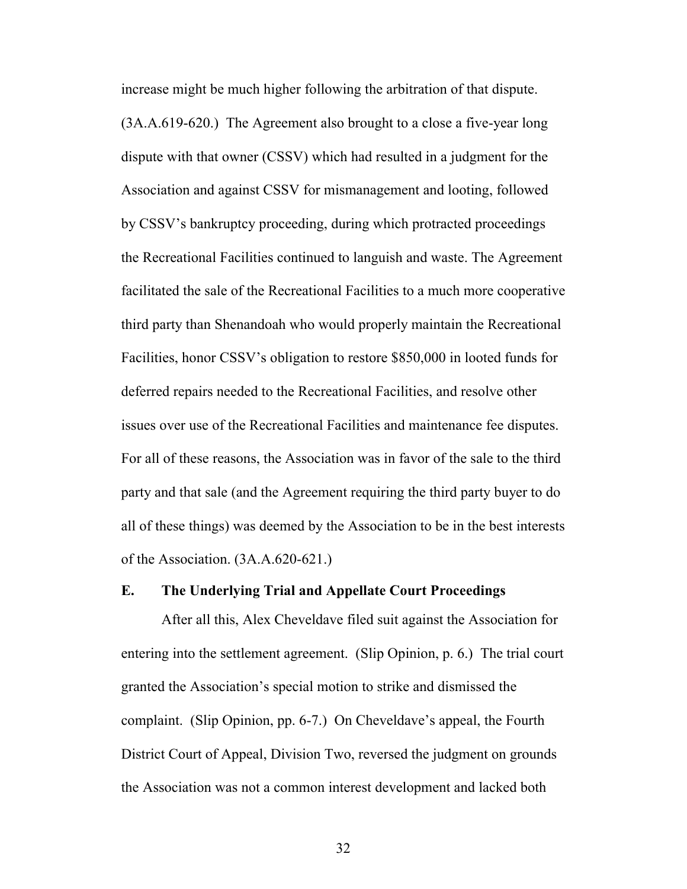increase might be much higher following the arbitration of that dispute. (3A.A.619-620.) The Agreement also brought to a close a five-year long dispute with that owner (CSSV) which had resulted in a judgment for the Association and against CSSV for mismanagement and looting, followed by CSSV's bankruptcy proceeding, during which protracted proceedings the Recreational Facilities continued to languish and waste. The Agreement facilitated the sale of the Recreational Facilities to a much more cooperative third party than Shenandoah who would properly maintain the Recreational Facilities, honor CSSV's obligation to restore $850,000 in looted funds for deferred repairs needed to the Recreational Facilities, and resolve other issues over use of the Recreational Facilities and maintenance fee disputes. For all of these reasons, the Association was in favor of the sale to the third party and that sale (and the Agreement requiring the third party buyer to do all of these things) was deemed by the Association to be in the best interests of the Association. (3A.A.620-621.)

### E. The Underlying Trial and Appellate Court Proceedings

After all this, Alex Cheveldave filed suit against the Association for entering into the settlement agreement. (Slip Opinion, p. 6.) The trial court granted the Association's special motion to strike and dismissed the complaint. (Slip Opinion, pp. 6-7.) On Cheveldave's appeal, the Fourth District Court of Appeal, Division Two, reversed the judgment on grounds the Association was not a common interest development and lacked both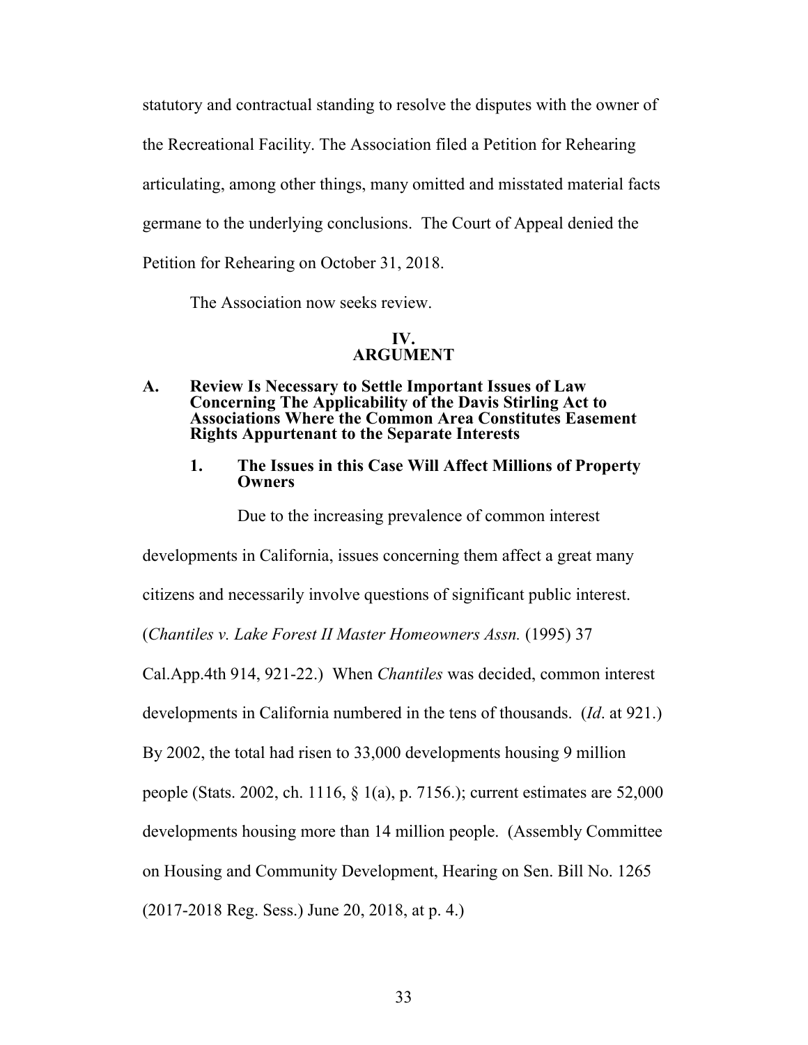statutory and contractual standing to resolve the disputes with the owner of the Recreational Facility. The Association filed a Petition for Rehearing articulating, among other things, many omitted and misstated material facts germane to the underlying conclusions. The Court of Appeal denied the Petition for Rehearing on October 31, 2018.

The Association now seeks review.

## IV. ARGUMENT

### A. Review Is Necessary to Settle Important Issues of Law Concerning The Applicability of the Davis Stirling Act to Associations Where the Common Area Constitutes Easement Rights Appurtenant to the Separate Interests

#### 1. The Issues in this Case Will Affect Millions of Property Owners

Due to the increasing prevalence of common interest developments in California, issues concerning them affect a great many citizens and necessarily involve questions of significant public interest. (*Chantiles v. Lake Forest II Master Homeowners Assn.* (1995) 37 Cal.App.4th 914, 921-22.) When *Chantiles* was decided, common interest developments in California numbered in the tens of thousands. (*Id*. at 921.) By 2002, the total had risen to 33,000 developments housing 9 million people (Stats. 2002, ch. 1116, § 1(a), p. 7156.); current estimates are 52,000 developments housing more than 14 million people. (Assembly Committee on Housing and Community Development, Hearing on Sen. Bill No. 1265 (2017-2018 Reg. Sess.) June 20, 2018, at p. 4.)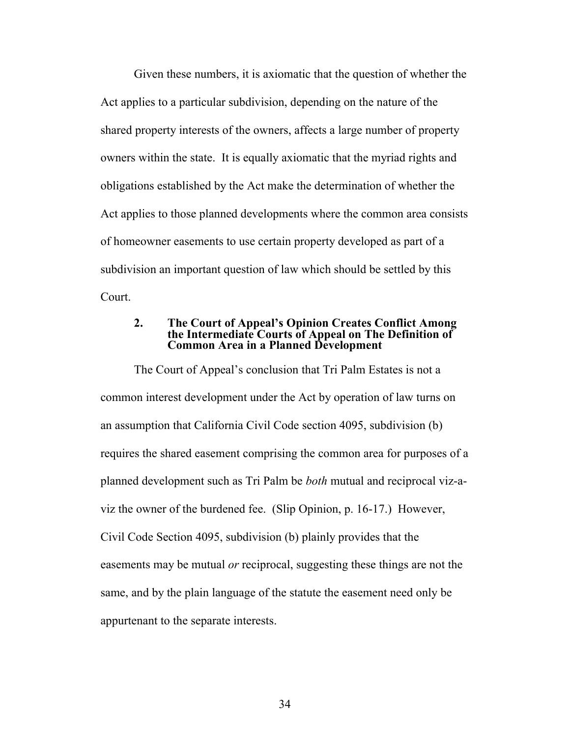Given these numbers, it is axiomatic that the question of whether the Act applies to a particular subdivision, depending on the nature of the shared property interests of the owners, affects a large number of property owners within the state. It is equally axiomatic that the myriad rights and obligations established by the Act make the determination of whether the Act applies to those planned developments where the common area consists of homeowner easements to use certain property developed as part of a subdivision an important question of law which should be settled by this Court.

### 2. The Court of Appeal's Opinion Creates Conflict Among the Intermediate Courts of Appeal on The Definition of Common Area in a Planned Development

The Court of Appeal's conclusion that Tri Palm Estates is not a common interest development under the Act by operation of law turns on an assumption that California Civil Code section 4095, subdivision (b) requires the shared easement comprising the common area for purposes of a planned development such as Tri Palm be *both* mutual and reciprocal viz-a-viz the owner of the burdened fee. (Slip Opinion, p. 16-17.) However, Civil Code Section 4095, subdivision (b) plainly provides that the easements may be mutual *or* reciprocal, suggesting these things are not the same, and by the plain language of the statute the easement need only be appurtenant to the separate interests.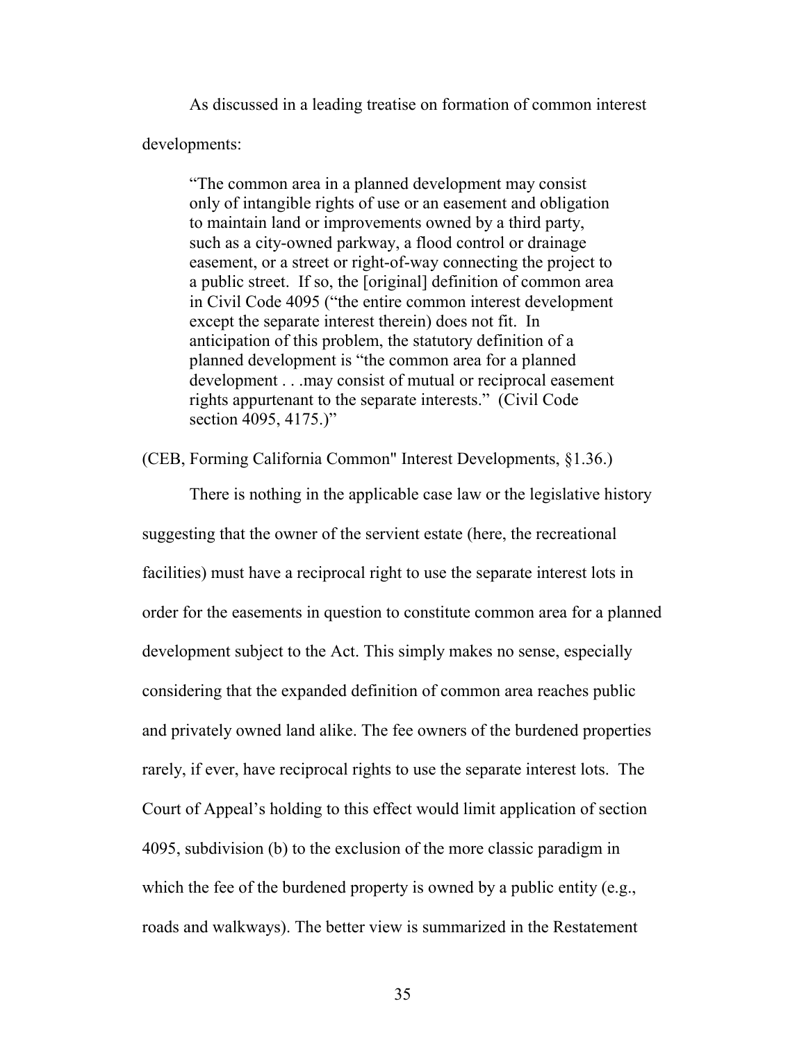As discussed in a leading treatise on formation of common interest developments:

> "The common area in a planned development may consist only of intangible rights of use or an easement and obligation to maintain land or improvements owned by a third party, such as a city-owned parkway, a flood control or drainage easement, or a street or right-of-way connecting the project to a public street. If so, the [original] definition of common area in Civil Code 4095 ("the entire common interest development except the separate interest therein) does not fit. In anticipation of this problem, the statutory definition of a planned development is "the common area for a planned development . . .may consist of mutual or reciprocal easement rights appurtenant to the separate interests." (Civil Code section 4095, 4175.)"

(CEB, Forming California Common" Interest Developments, §1.36.)

There is nothing in the applicable case law or the legislative history suggesting that the owner of the servient estate (here, the recreational facilities) must have a reciprocal right to use the separate interest lots in order for the easements in question to constitute common area for a planned development subject to the Act. This simply makes no sense, especially considering that the expanded definition of common area reaches public and privately owned land alike. The fee owners of the burdened properties rarely, if ever, have reciprocal rights to use the separate interest lots. The Court of Appeal's holding to this effect would limit application of section 4095, subdivision (b) to the exclusion of the more classic paradigm in which the fee of the burdened property is owned by a public entity (e.g., roads and walkways). The better view is summarized in the Restatement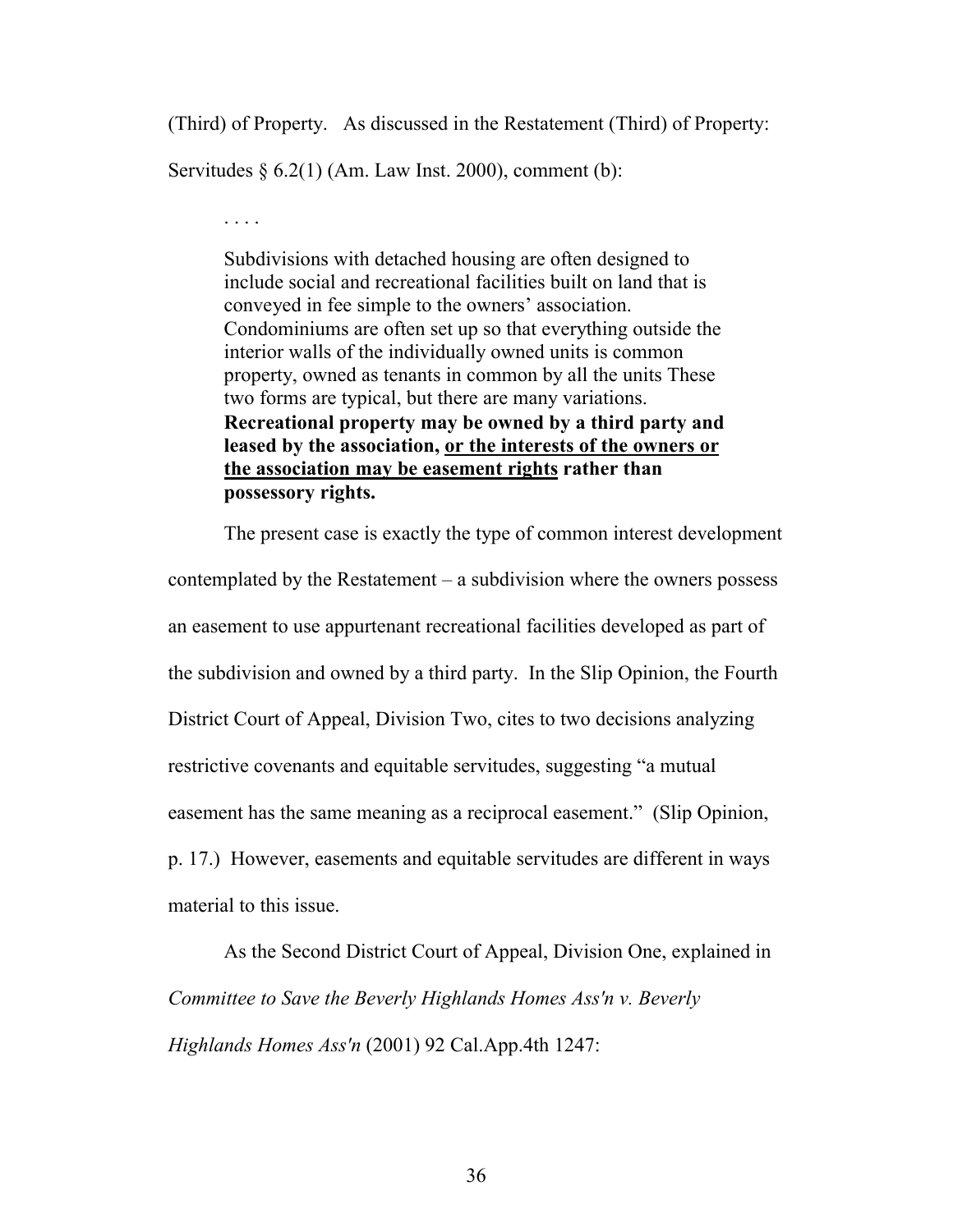(Third) of Property. As discussed in the Restatement (Third) of Property: Servitudes § 6.2(1) (Am. Law Inst. 2000), comment (b):

> . . . .
>
> Subdivisions with detached housing are often designed to include social and recreational facilities built on land that is conveyed in fee simple to the owners' association. Condominiums are often set up so that everything outside the interior walls of the individually owned units is common property, owned as tenants in common by all the units These two forms are typical, but there are many variations. **Recreational property may be owned by a third party and leased by the association, <u>or the interests of the owners or the association may be easement rights</u> rather than possessory rights.**

The present case is exactly the type of common interest development contemplated by the Restatement – a subdivision where the owners possess an easement to use appurtenant recreational facilities developed as part of the subdivision and owned by a third party. In the Slip Opinion, the Fourth District Court of Appeal, Division Two, cites to two decisions analyzing restrictive covenants and equitable servitudes, suggesting "a mutual easement has the same meaning as a reciprocal easement." (Slip Opinion, p. 17.) However, easements and equitable servitudes are different in ways material to this issue.

As the Second District Court of Appeal, Division One, explained in *Committee to Save the Beverly Highlands Homes Ass'n v. Beverly Highlands Homes Ass'n* (2001) 92 Cal.App.4th 1247: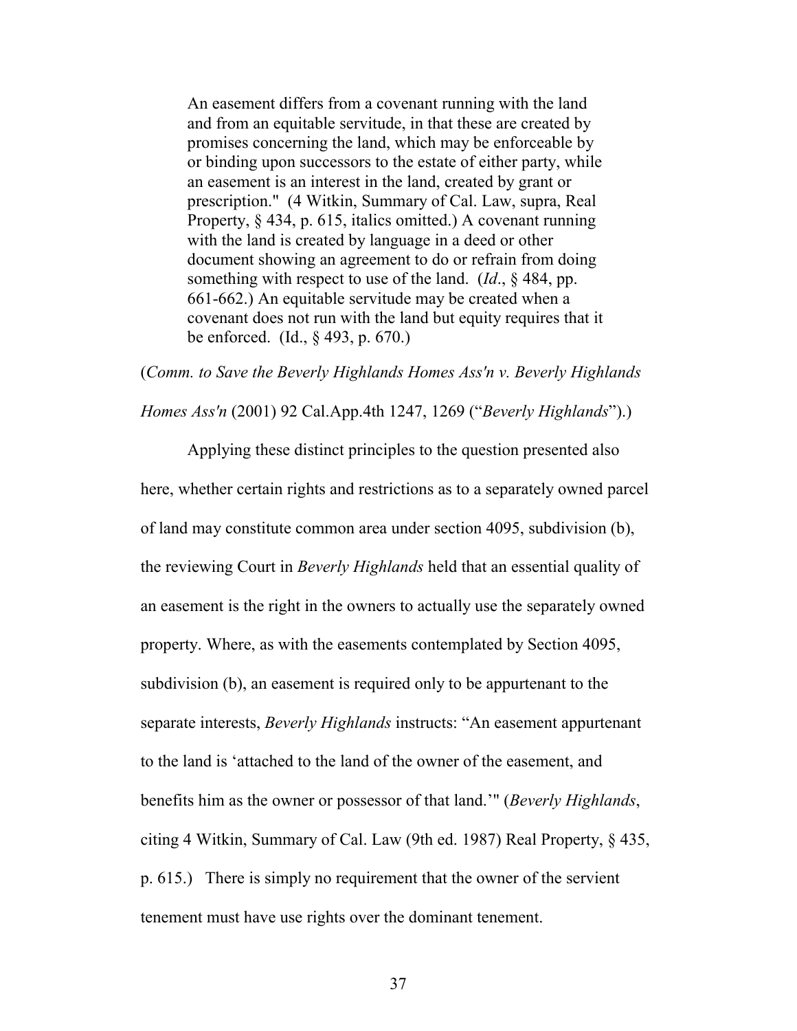> An easement differs from a covenant running with the land and from an equitable servitude, in that these are created by promises concerning the land, which may be enforceable by or binding upon successors to the estate of either party, while an easement is an interest in the land, created by grant or prescription." (4 Witkin, Summary of Cal. Law, supra, Real Property, § 434, p. 615, italics omitted.) A covenant running with the land is created by language in a deed or other document showing an agreement to do or refrain from doing something with respect to use of the land. (*Id*., § 484, pp. 661-662.) An equitable servitude may be created when a covenant does not run with the land but equity requires that it be enforced. (Id., § 493, p. 670.)

(*Comm. to Save the Beverly Highlands Homes Ass'n v. Beverly Highlands Homes Ass'n* (2001) 92 Cal.App.4th 1247, 1269 ("*Beverly Highlands*").)

Applying these distinct principles to the question presented also here, whether certain rights and restrictions as to a separately owned parcel of land may constitute common area under section 4095, subdivision (b), the reviewing Court in *Beverly Highlands* held that an essential quality of an easement is the right in the owners to actually use the separately owned property. Where, as with the easements contemplated by Section 4095, subdivision (b), an easement is required only to be appurtenant to the separate interests, *Beverly Highlands* instructs: "An easement appurtenant to the land is 'attached to the land of the owner of the easement, and benefits him as the owner or possessor of that land.'" (*Beverly Highlands*, citing 4 Witkin, Summary of Cal. Law (9th ed. 1987) Real Property, § 435, p. 615.) There is simply no requirement that the owner of the servient tenement must have use rights over the dominant tenement.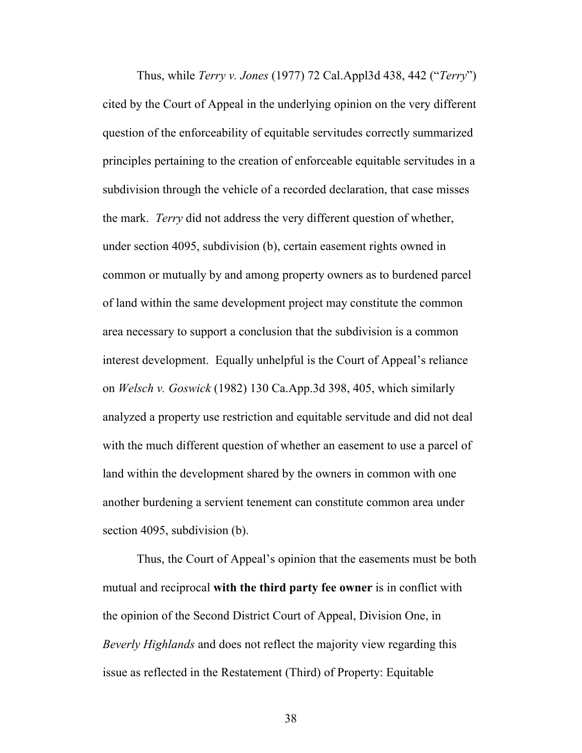Thus, while *Terry v. Jones* (1977) 72 Cal.Appl3d 438, 442 ("*Terry*") cited by the Court of Appeal in the underlying opinion on the very different question of the enforceability of equitable servitudes correctly summarized principles pertaining to the creation of enforceable equitable servitudes in a subdivision through the vehicle of a recorded declaration, that case misses the mark. *Terry* did not address the very different question of whether, under section 4095, subdivision (b), certain easement rights owned in common or mutually by and among property owners as to burdened parcel of land within the same development project may constitute the common area necessary to support a conclusion that the subdivision is a common interest development. Equally unhelpful is the Court of Appeal's reliance on *Welsch v. Goswick* (1982) 130 Ca.App.3d 398, 405, which similarly analyzed a property use restriction and equitable servitude and did not deal with the much different question of whether an easement to use a parcel of land within the development shared by the owners in common with one another burdening a servient tenement can constitute common area under section 4095, subdivision (b).

Thus, the Court of Appeal's opinion that the easements must be both mutual and reciprocal **with the third party fee owner** is in conflict with the opinion of the Second District Court of Appeal, Division One, in *Beverly Highlands* and does not reflect the majority view regarding this issue as reflected in the Restatement (Third) of Property: Equitable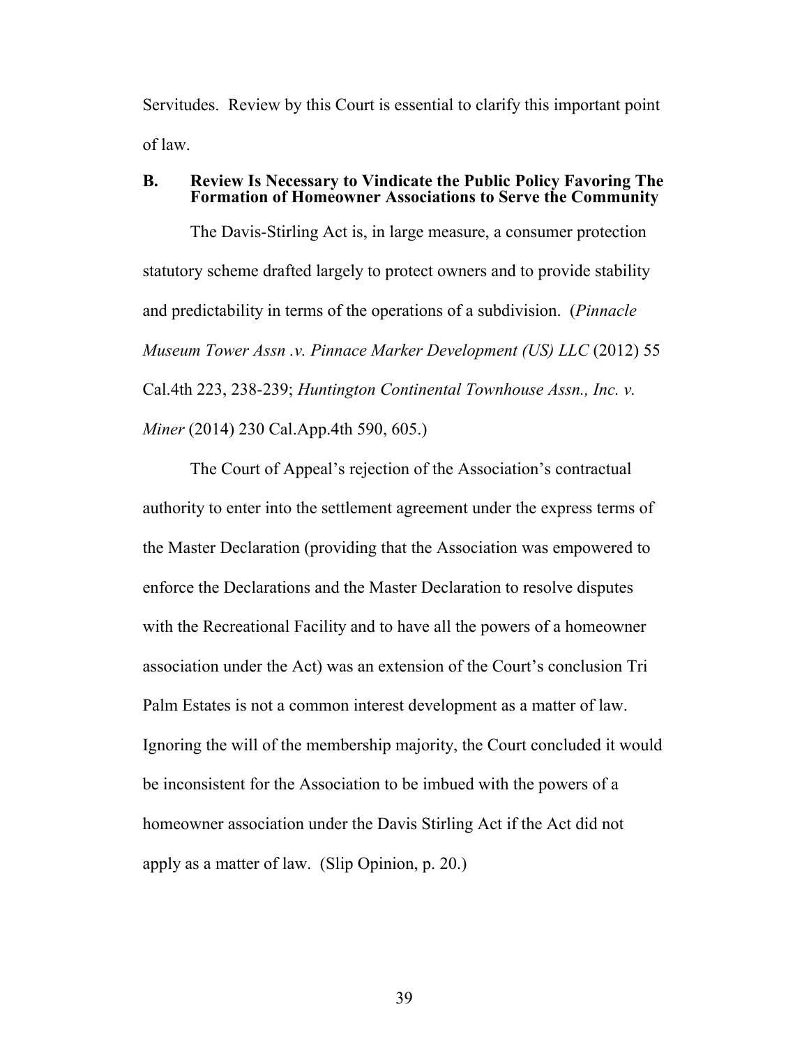Servitudes. Review by this Court is essential to clarify this important point of law.

### B. Review Is Necessary to Vindicate the Public Policy Favoring The Formation of Homeowner Associations to Serve the Community

The Davis-Stirling Act is, in large measure, a consumer protection statutory scheme drafted largely to protect owners and to provide stability and predictability in terms of the operations of a subdivision. (*Pinnacle Museum Tower Assn .v. Pinnace Marker Development (US) LLC* (2012) 55 Cal.4th 223, 238-239; *Huntington Continental Townhouse Assn., Inc. v. Miner* (2014) 230 Cal.App.4th 590, 605.)

The Court of Appeal's rejection of the Association's contractual authority to enter into the settlement agreement under the express terms of the Master Declaration (providing that the Association was empowered to enforce the Declarations and the Master Declaration to resolve disputes with the Recreational Facility and to have all the powers of a homeowner association under the Act) was an extension of the Court's conclusion Tri Palm Estates is not a common interest development as a matter of law. Ignoring the will of the membership majority, the Court concluded it would be inconsistent for the Association to be imbued with the powers of a homeowner association under the Davis Stirling Act if the Act did not apply as a matter of law. (Slip Opinion, p. 20.)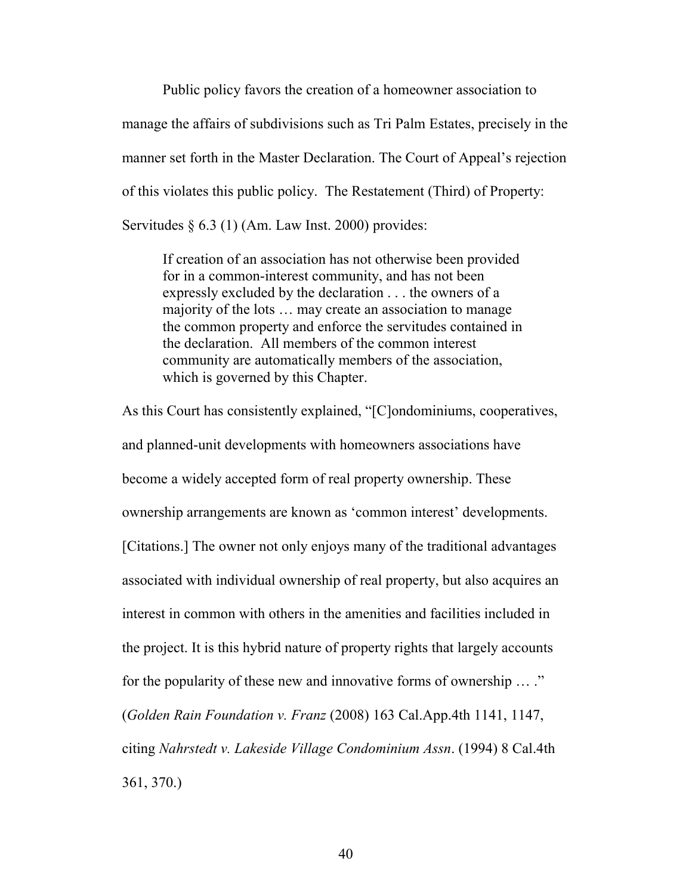Public policy favors the creation of a homeowner association to manage the affairs of subdivisions such as Tri Palm Estates, precisely in the manner set forth in the Master Declaration. The Court of Appeal's rejection of this violates this public policy. The Restatement (Third) of Property: Servitudes § 6.3 (1) (Am. Law Inst. 2000) provides:

> If creation of an association has not otherwise been provided for in a common-interest community, and has not been expressly excluded by the declaration . . . the owners of a majority of the lots … may create an association to manage the common property and enforce the servitudes contained in the declaration. All members of the common interest community are automatically members of the association, which is governed by this Chapter.

As this Court has consistently explained, "[C]ondominiums, cooperatives, and planned-unit developments with homeowners associations have become a widely accepted form of real property ownership. These ownership arrangements are known as 'common interest' developments. [Citations.] The owner not only enjoys many of the traditional advantages associated with individual ownership of real property, but also acquires an interest in common with others in the amenities and facilities included in the project. It is this hybrid nature of property rights that largely accounts for the popularity of these new and innovative forms of ownership … ." (*Golden Rain Foundation v. Franz* (2008) 163 Cal.App.4th 1141, 1147, citing *Nahrstedt v. Lakeside Village Condominium Assn*. (1994) 8 Cal.4th 361, 370.)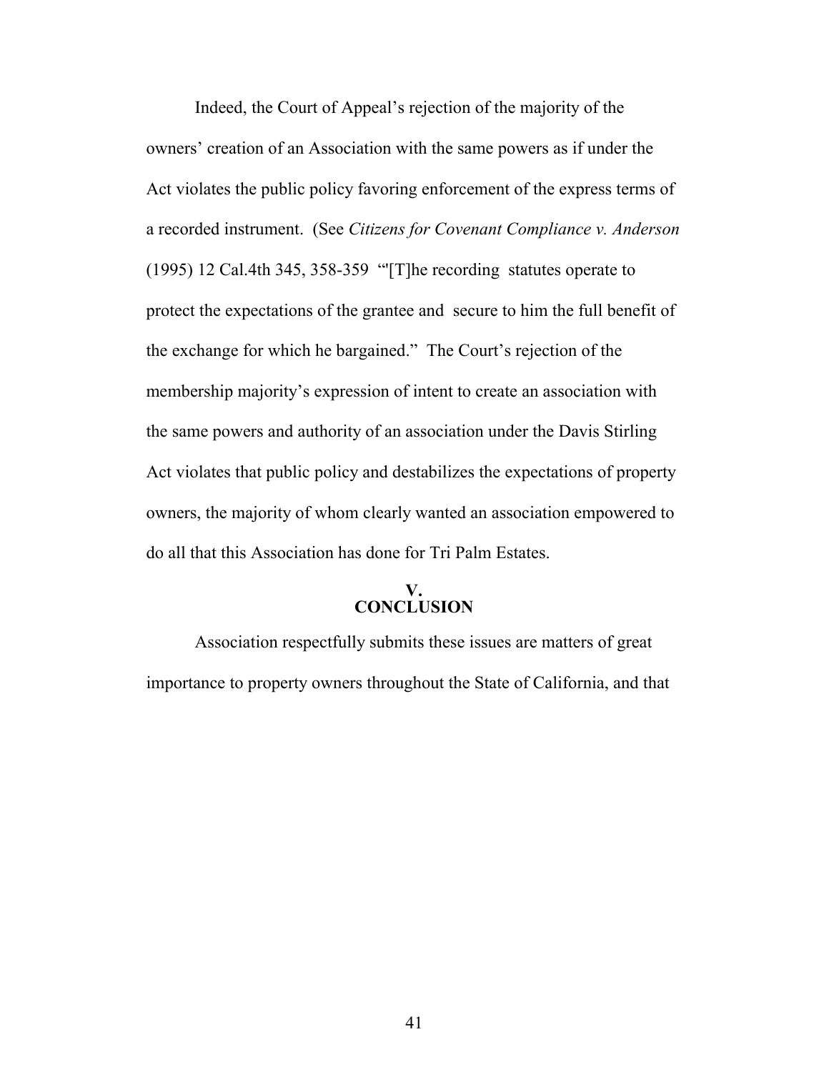Indeed, the Court of Appeal's rejection of the majority of the owners' creation of an Association with the same powers as if under the Act violates the public policy favoring enforcement of the express terms of a recorded instrument. (See *Citizens for Covenant Compliance v. Anderson* (1995) 12 Cal.4th 345, 358-359 "'[T]he recording statutes operate to protect the expectations of the grantee and secure to him the full benefit of the exchange for which he bargained." The Court's rejection of the membership majority's expression of intent to create an association with the same powers and authority of an association under the Davis Stirling Act violates that public policy and destabilizes the expectations of property owners, the majority of whom clearly wanted an association empowered to do all that this Association has done for Tri Palm Estates.

## V.
## CONCLUSION

Association respectfully submits these issues are matters of great importance to property owners throughout the State of California, and that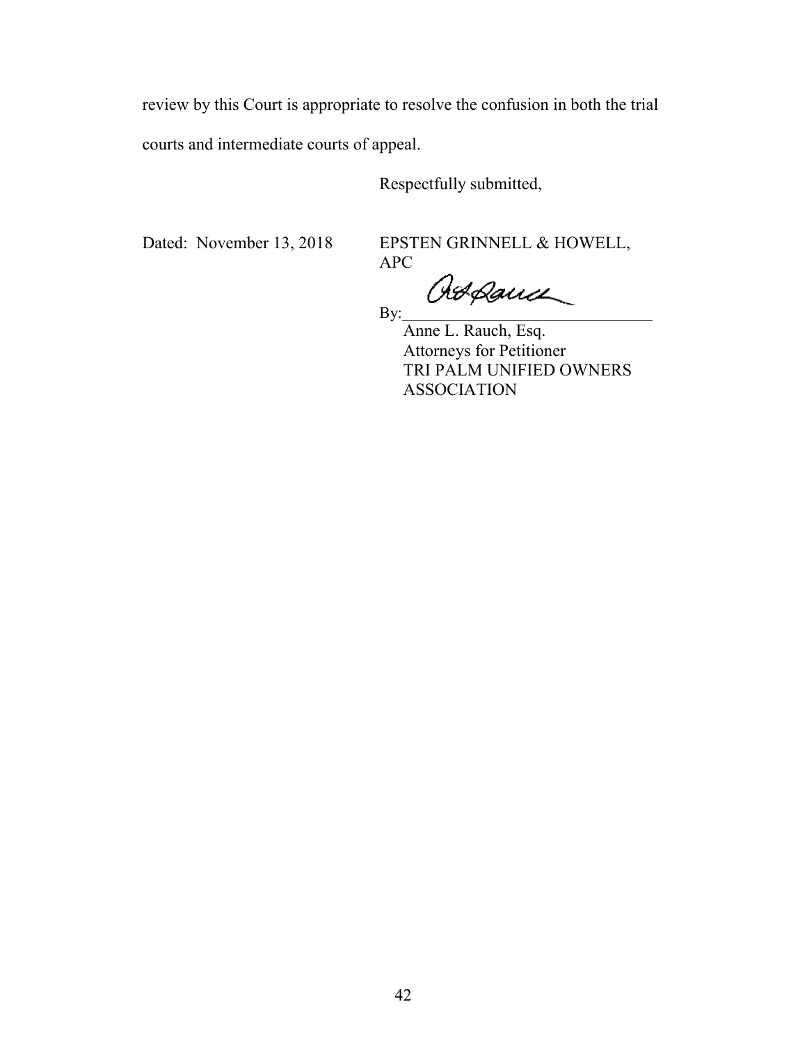review by this Court is appropriate to resolve the confusion in both the trial courts and intermediate courts of appeal.

Respectfully submitted,

Dated: November 13, 2018

EPSTEN GRINNELL & HOWELL, APC

By: ______________________________

Anne L. Rauch, Esq.
Attorneys for Petitioner
TRI PALM UNIFIED OWNERS ASSOCIATION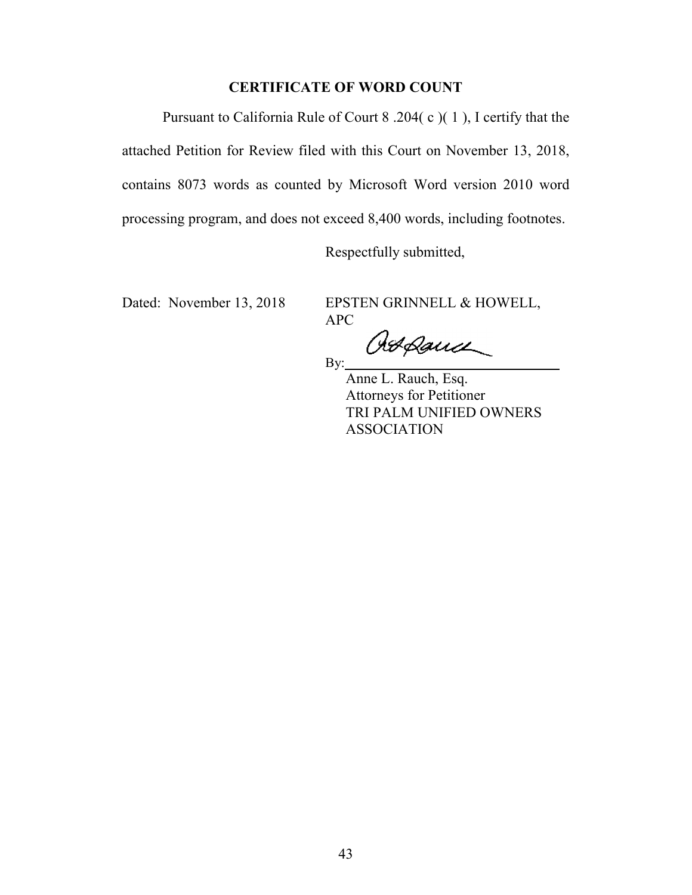**CERTIFICATE OF WORD COUNT**

Pursuant to California Rule of Court 8 .204( c )( 1 ), I certify that the attached Petition for Review filed with this Court on November 13, 2018, contains 8073 words as counted by Microsoft Word version 2010 word processing program, and does not exceed 8,400 words, including footnotes.

Respectfully submitted,

Dated: November 13, 2018

EPSTEN GRINNELL & HOWELL, APC

By: ______________________________

Anne L. Rauch, Esq.
Attorneys for Petitioner
TRI PALM UNIFIED OWNERS ASSOCIATION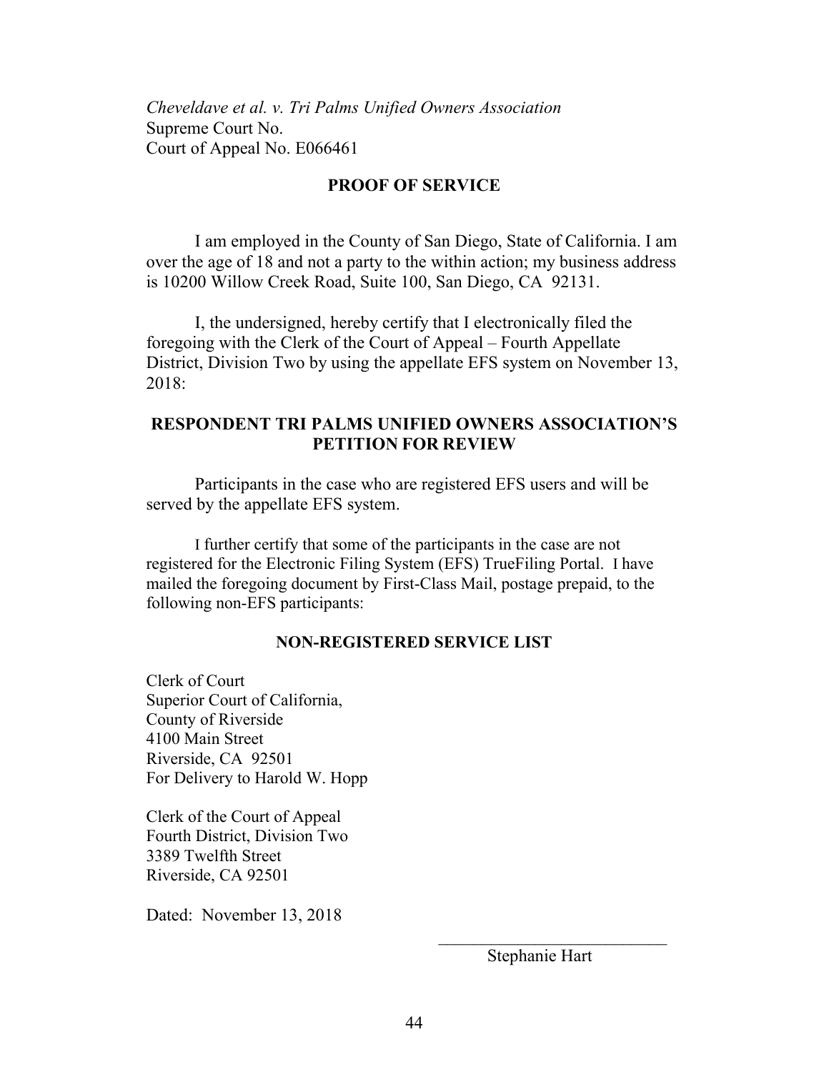*Cheveldave et al. v. Tri Palms Unified Owners Association*
Supreme Court No.
Court of Appeal No. E066461

## PROOF OF SERVICE

I am employed in the County of San Diego, State of California. I am over the age of 18 and not a party to the within action; my business address is 10200 Willow Creek Road, Suite 100, San Diego, CA 92131.

I, the undersigned, hereby certify that I electronically filed the foregoing with the Clerk of the Court of Appeal – Fourth Appellate District, Division Two by using the appellate EFS system on November 13, 2018:

**RESPONDENT TRI PALMS UNIFIED OWNERS ASSOCIATION'S PETITION FOR REVIEW**

Participants in the case who are registered EFS users and will be served by the appellate EFS system.

I further certify that some of the participants in the case are not registered for the Electronic Filing System (EFS) TrueFiling Portal. I have mailed the foregoing document by First-Class Mail, postage prepaid, to the following non-EFS participants:

**NON-REGISTERED SERVICE LIST**

Clerk of Court
Superior Court of California,
County of Riverside
4100 Main Street
Riverside, CA 92501
For Delivery to Harold W. Hopp

Clerk of the Court of Appeal
Fourth District, Division Two
3389 Twelfth Street
Riverside, CA 92501

Dated: November 13, 2018

\_\_\_\_\_\_\_\_\_\_\_\_\_\_\_\_\_\_\_\_\_\_\_\_\_\_\_
Stephanie Hart